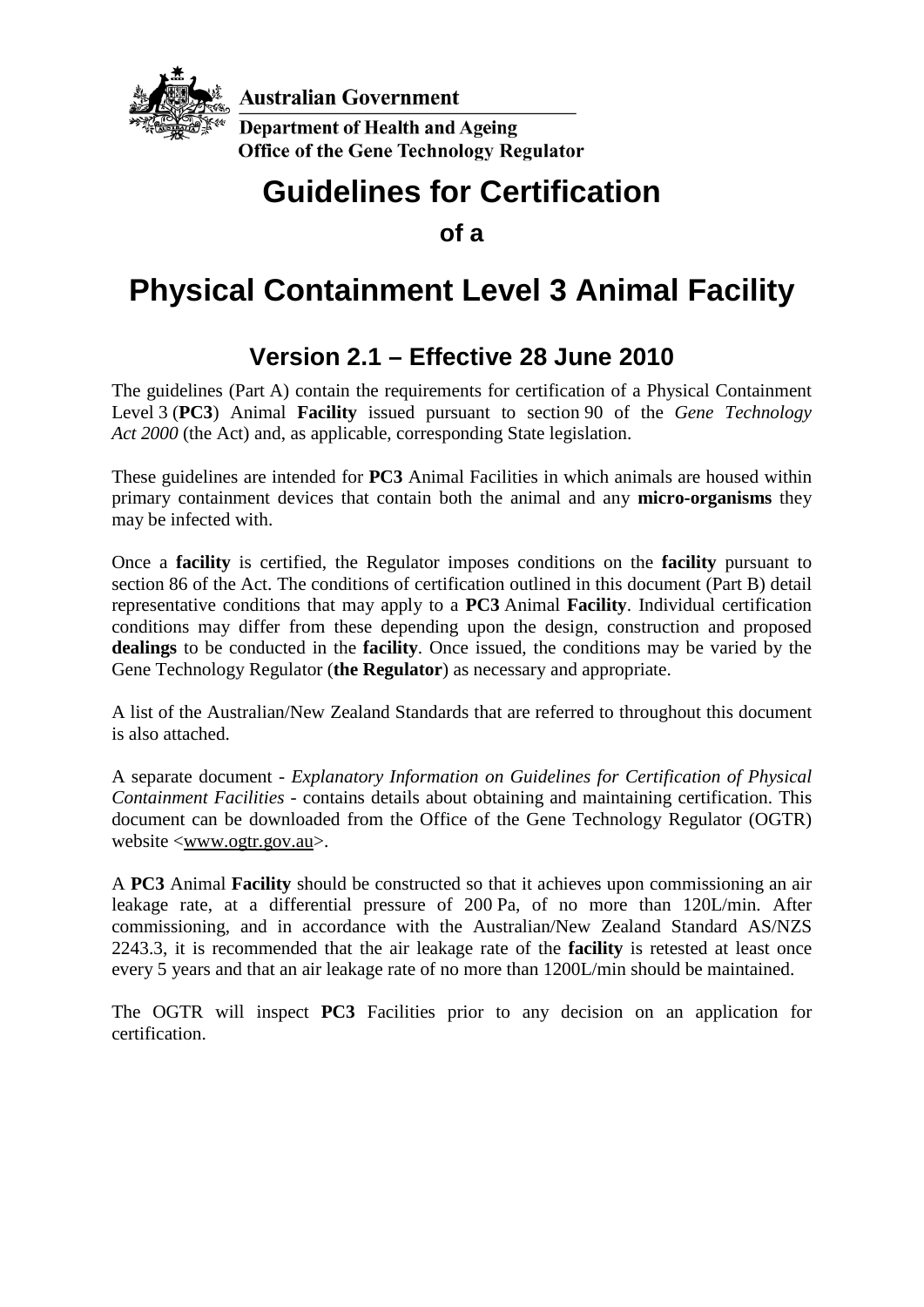Australian Government

Department of Health and Ageing

Office of the Gene Technology Regulator

# Guidelines for Certification

**of a**

# Physical Containment Level 3 Animal Facility

## Version 2.1 – Effective 28 June 2010

The guidelines (Part A) contain the requirements for certification of a Physical Containment Level 3 (**PC3**) Animal **Facility** issued pursuant to section 90 of the *Gene Technology Act 2000* (the Act) and, as applicable, corresponding State legislation.

These guidelines are intended for **PC3** Animal Facilities in which animals are housed within primary containment devices that contain both the animal and any **micro-organisms** they may be infected with.

Once a **facility** is certified, the Regulator imposes conditions on the **facility** pursuant to section 86 of the Act. The conditions of certification outlined in this document (Part B) detail representative conditions that may apply to a **PC3** Animal **Facility**. Individual certification conditions may differ from these depending upon the design, construction and proposed **dealings** to be conducted in the **facility**. Once issued, the conditions may be varied by the Gene Technology Regulator (**the Regulator**) as necessary and appropriate.

A list of the Australian/New Zealand Standards that are referred to throughout this document is also attached.

A separate document - *Explanatory Information on Guidelines for Certification of Physical Containment Facilities* - contains details about obtaining and maintaining certification. This document can be downloaded from the Office of the Gene Technology Regulator (OGTR) website <www.ogtr.gov.au>.

A **PC3** Animal **Facility** should be constructed so that it achieves upon commissioning an air leakage rate, at a differential pressure of 200 Pa, of no more than 120L/min. After commissioning, and in accordance with the Australian/New Zealand Standard AS/NZS 2243.3, it is recommended that the air leakage rate of the **facility** is retested at least once every 5 years and that an air leakage rate of no more than 1200L/min should be maintained.

The OGTR will inspect **PC3** Facilities prior to any decision on an application for certification.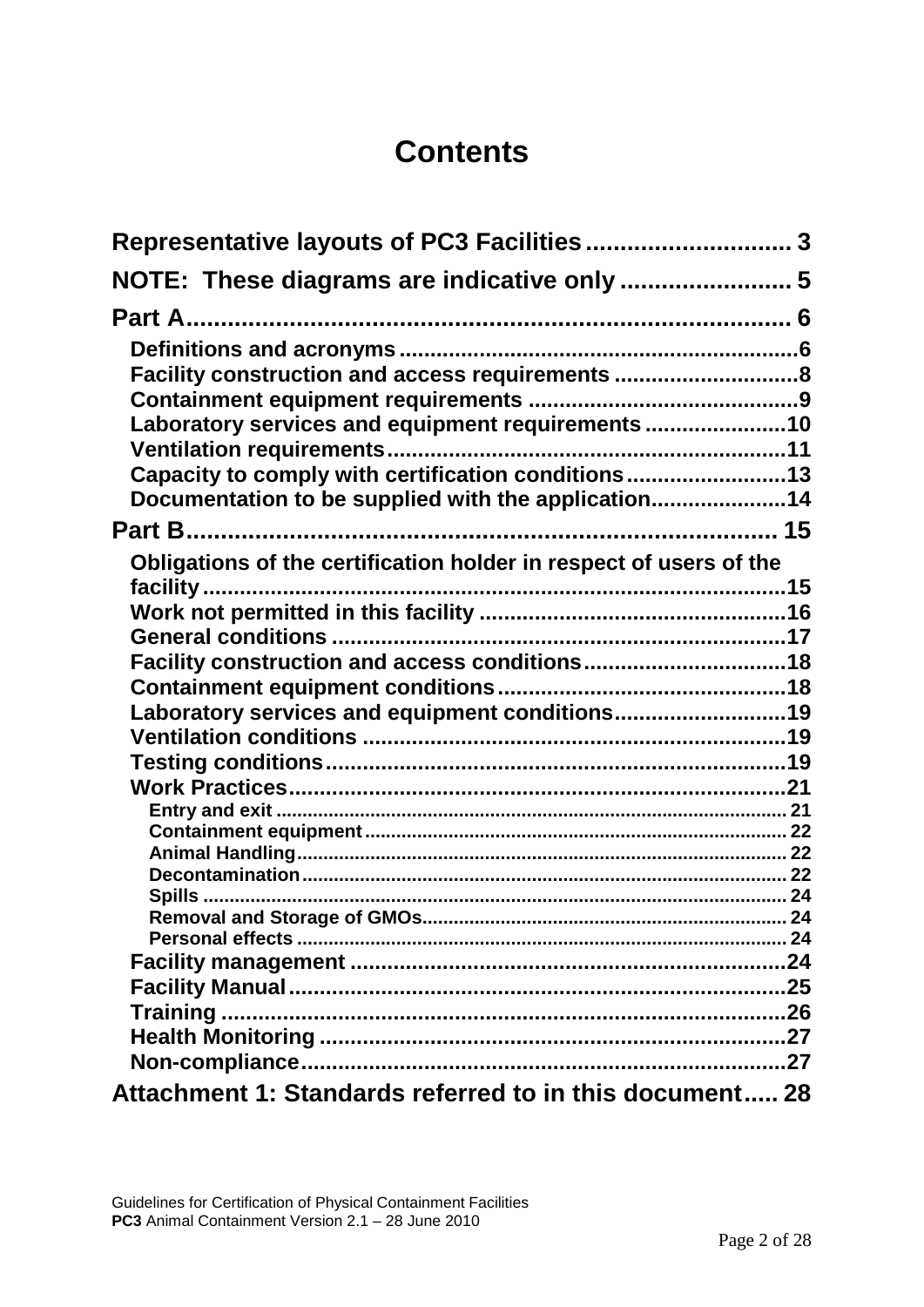# Contents

- Representative layouts of PC3 Facilities .......... 3
- NOTE: These diagrams are indicative only .......... 5
- Part A .......... 6
  - Definitions and acronyms .......... 6
  - Facility construction and access requirements .......... 8
  - Containment equipment requirements .......... 9
  - Laboratory services and equipment requirements .......... 10
  - Ventilation requirements .......... 11
  - Capacity to comply with certification conditions .......... 13
  - Documentation to be supplied with the application .......... 14
- Part B .......... 15
  - Obligations of the certification holder in respect of users of the facility .......... 15
  - Work not permitted in this facility .......... 16
  - General conditions .......... 17
  - Facility construction and access conditions .......... 18
  - Containment equipment conditions .......... 18
  - Laboratory services and equipment conditions .......... 19
  - Ventilation conditions .......... 19
  - Testing conditions .......... 19
  - Work Practices .......... 21
    - Entry and exit .......... 21
    - Containment equipment .......... 22
    - Animal Handling .......... 22
    - Decontamination .......... 22
    - Spills .......... 24
    - Removal and Storage of GMOs .......... 24
    - Personal effects .......... 24
  - Facility management .......... 24
  - Facility Manual .......... 25
  - Training .......... 26
  - Health Monitoring .......... 27
  - Non-compliance .......... 27
- Attachment 1: Standards referred to in this document .......... 28

Guidelines for Certification of Physical Containment Facilities
**PC3** Animal Containment Version 2.1 – 28 June 2010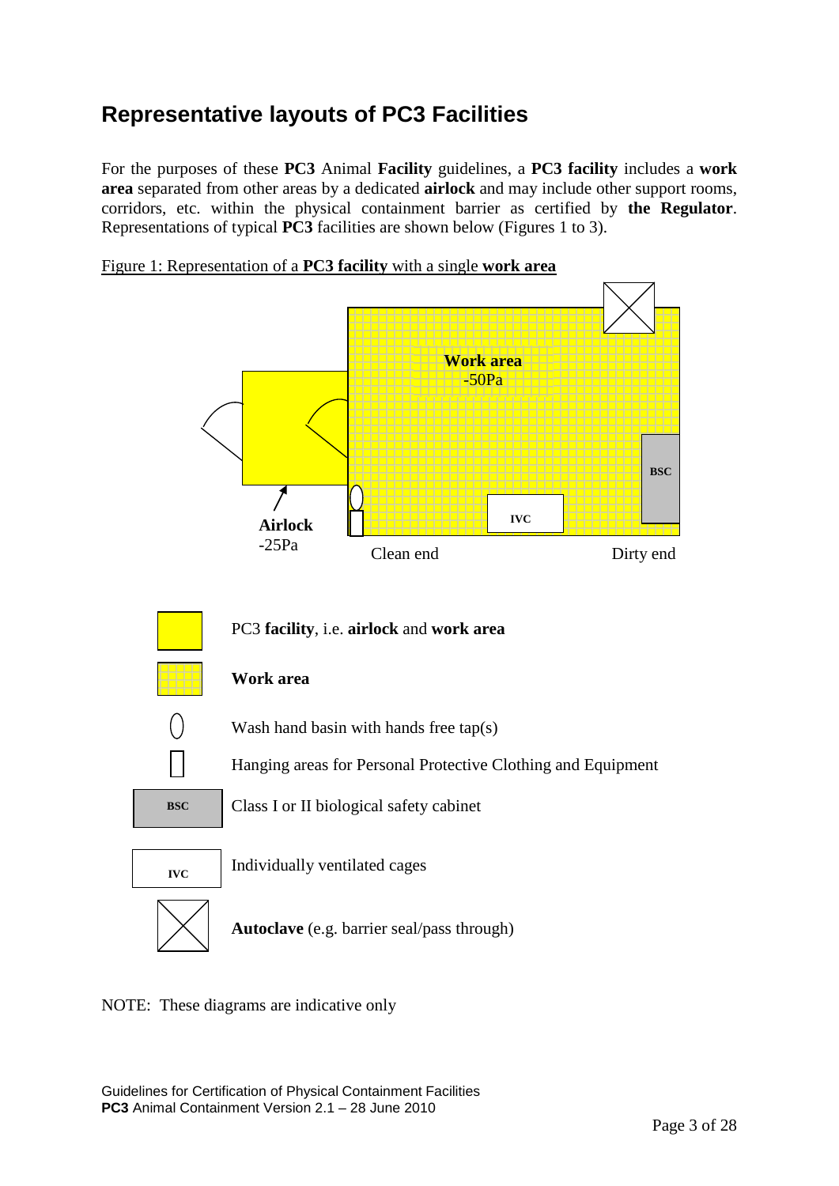## Representative layouts of PC3 Facilities

For the purposes of these **PC3** Animal **Facility** guidelines, a **PC3 facility** includes a **work area** separated from other areas by a dedicated **airlock** and may include other support rooms, corridors, etc. within the physical containment barrier as certified by **the Regulator**. Representations of typical **PC3** facilities are shown below (Figures 1 to 3).

Figure 1: Representation of a **PC3 facility** with a single **work area**

**Work area**
-50Pa

BSC

IVC

**Airlock**
-25Pa

Clean end

Dirty end

PC3 **facility**, i.e. **airlock** and **work area**

**Work area**

Wash hand basin with hands free tap(s)

Hanging areas for Personal Protective Clothing and Equipment

BSC — Class I or II biological safety cabinet

IVC — Individually ventilated cages

**Autoclave** (e.g. barrier seal/pass through)

NOTE: These diagrams are indicative only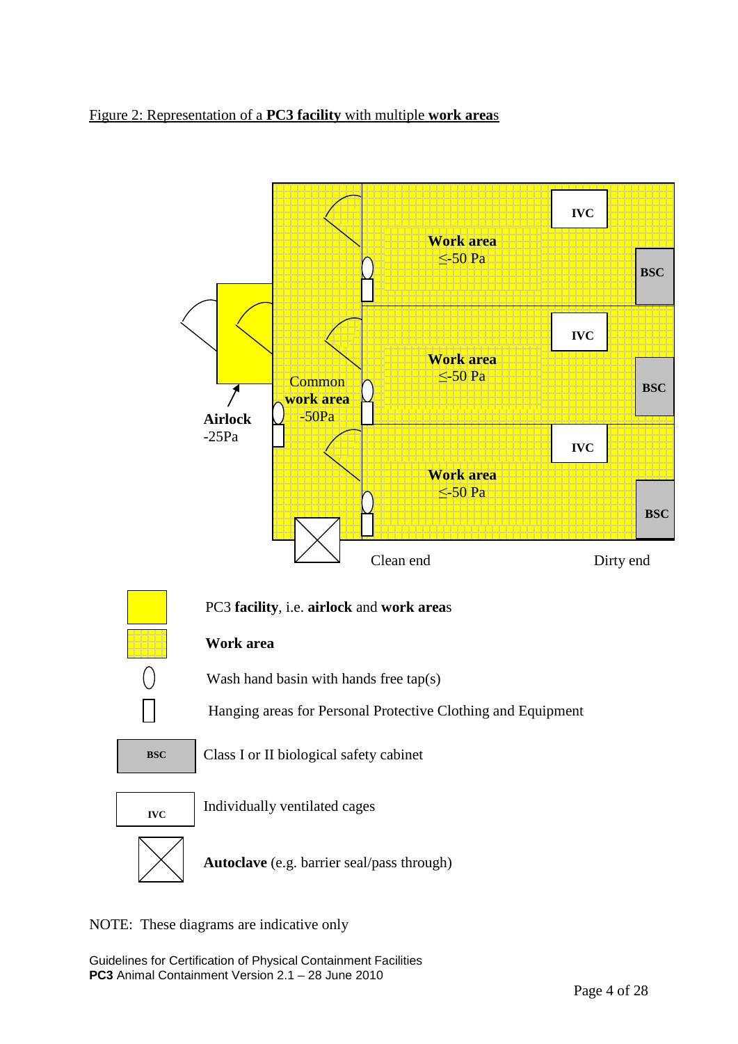Figure 2: Representation of a **PC3 facility** with multiple **work areas**

IVC

**Work area**
≤-50 Pa

BSC

IVC

**Work area**
≤-50 Pa

BSC

Common **work area** -50Pa

IVC

**Work area**
≤-50 Pa

BSC

**Airlock**
-25Pa

Clean end

Dirty end

PC3 **facility**, i.e. **airlock** and **work areas**

**Work area**

Wash hand basin with hands free tap(s)

Hanging areas for Personal Protective Clothing and Equipment

BSC — Class I or II biological safety cabinet

IVC — Individually ventilated cages

**Autoclave** (e.g. barrier seal/pass through)

NOTE: These diagrams are indicative only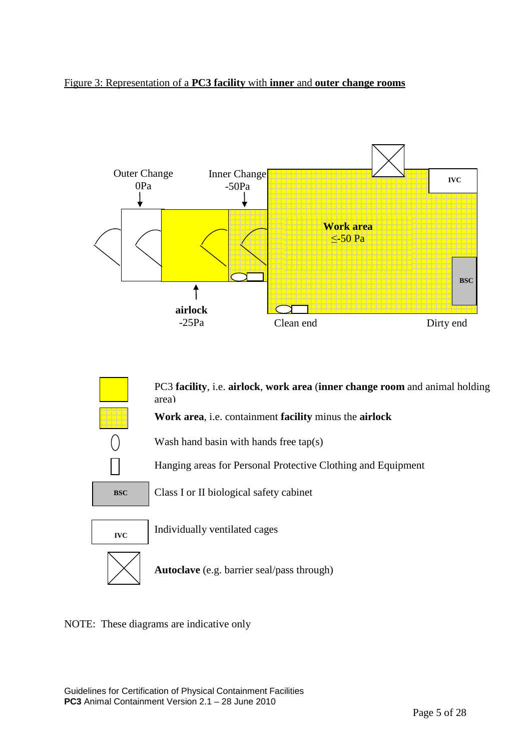Figure 3: Representation of a **PC3 facility** with **inner** and **outer change rooms**

Outer Change
0Pa

Inner Change
-50Pa

**Work area**
≤-50 Pa

IVC

BSC

**airlock**
-25Pa

Clean end

Dirty end

| | |
|---|---|
| (yellow) | PC3 **facility**, i.e. **airlock**, **work area** (**inner change room** and animal holding area) |
| (yellow grid) | **Work area**, i.e. containment **facility** minus the **airlock** |
| (oval) | Wash hand basin with hands free tap(s) |
| (rectangle) | Hanging areas for Personal Protective Clothing and Equipment |
| BSC | Class I or II biological safety cabinet |
| IVC | Individually ventilated cages |
| (crossed box) | **Autoclave** (e.g. barrier seal/pass through) |

NOTE: These diagrams are indicative only

Guidelines for Certification of Physical Containment Facilities
**PC3** Animal Containment Version 2.1 – 28 June 2010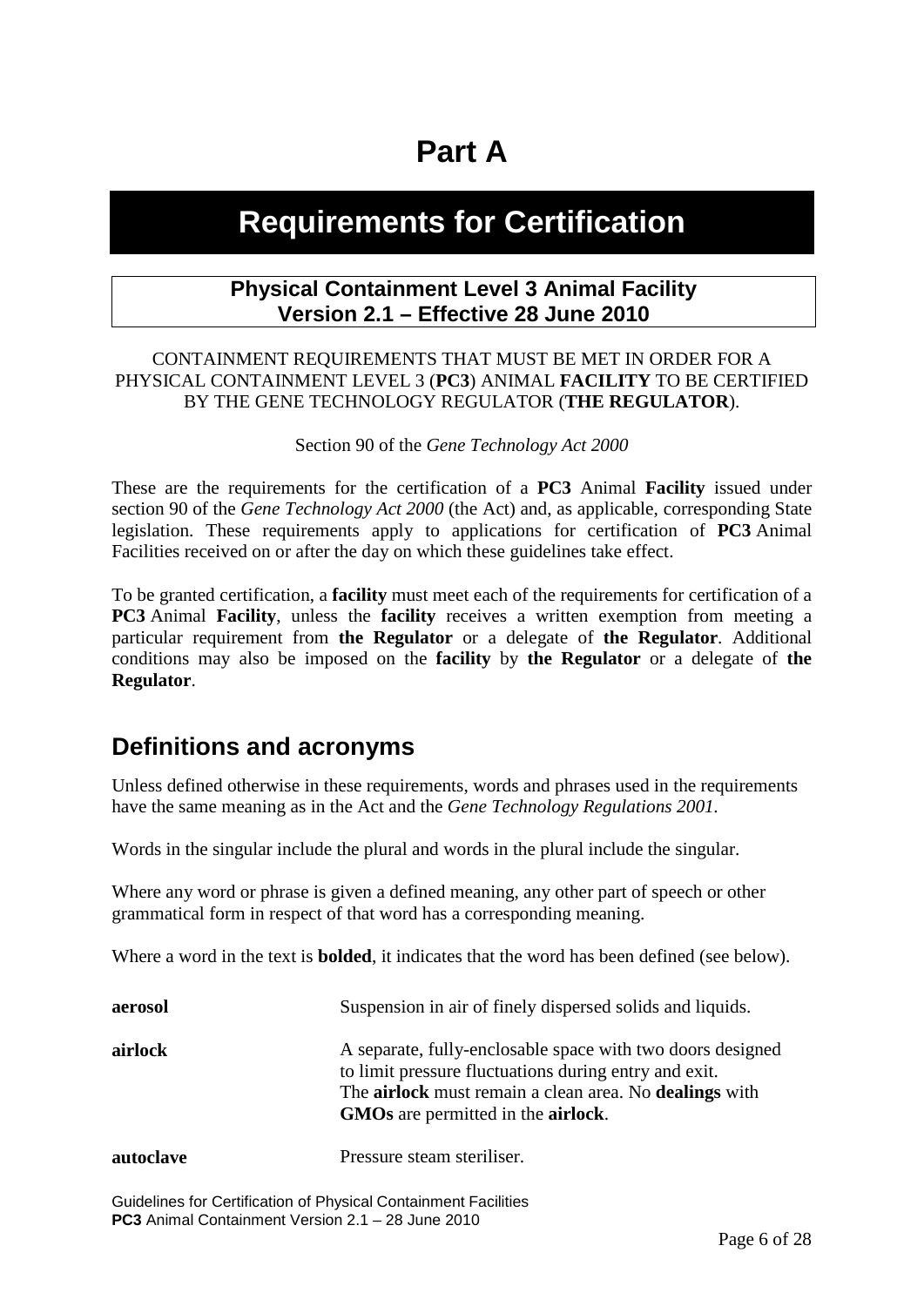# Part A

# Requirements for Certification

**Physical Containment Level 3 Animal Facility**
**Version 2.1 – Effective 28 June 2010**

CONTAINMENT REQUIREMENTS THAT MUST BE MET IN ORDER FOR A PHYSICAL CONTAINMENT LEVEL 3 (**PC3**) ANIMAL **FACILITY** TO BE CERTIFIED BY THE GENE TECHNOLOGY REGULATOR (**THE REGULATOR**).

Section 90 of the *Gene Technology Act 2000*

These are the requirements for the certification of a **PC3** Animal **Facility** issued under section 90 of the *Gene Technology Act 2000* (the Act) and, as applicable, corresponding State legislation. These requirements apply to applications for certification of **PC3** Animal Facilities received on or after the day on which these guidelines take effect.

To be granted certification, a **facility** must meet each of the requirements for certification of a **PC3** Animal **Facility**, unless the **facility** receives a written exemption from meeting a particular requirement from **the Regulator** or a delegate of **the Regulator**. Additional conditions may also be imposed on the **facility** by **the Regulator** or a delegate of **the Regulator**.

## Definitions and acronyms

Unless defined otherwise in these requirements, words and phrases used in the requirements have the same meaning as in the Act and the *Gene Technology Regulations 2001*.

Words in the singular include the plural and words in the plural include the singular.

Where any word or phrase is given a defined meaning, any other part of speech or other grammatical form in respect of that word has a corresponding meaning.

Where a word in the text is **bolded**, it indicates that the word has been defined (see below).

**aerosol** — Suspension in air of finely dispersed solids and liquids.

**airlock** — A separate, fully-enclosable space with two doors designed to limit pressure fluctuations during entry and exit. The **airlock** must remain a clean area. No **dealings** with **GMOs** are permitted in the **airlock**.

**autoclave** — Pressure steam steriliser.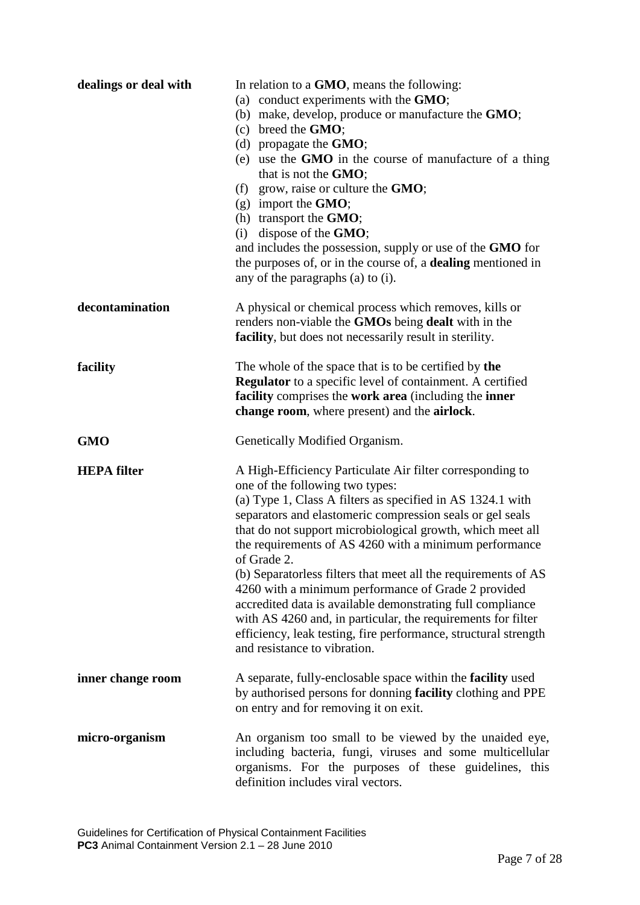| | |
|---|---|
| **dealings or deal with** | In relation to a **GMO**, means the following:<br>(a) conduct experiments with the **GMO**;<br>(b) make, develop, produce or manufacture the **GMO**;<br>(c) breed the **GMO**;<br>(d) propagate the **GMO**;<br>(e) use the **GMO** in the course of manufacture of a thing that is not the **GMO**;<br>(f) grow, raise or culture the **GMO**;<br>(g) import the **GMO**;<br>(h) transport the **GMO**;<br>(i) dispose of the **GMO**;<br>and includes the possession, supply or use of the **GMO** for the purposes of, or in the course of, a **dealing** mentioned in any of the paragraphs (a) to (i). |
| **decontamination** | A physical or chemical process which removes, kills or renders non-viable the **GMOs** being **dealt** with in the **facility**, but does not necessarily result in sterility. |
| **facility** | The whole of the space that is to be certified by **the Regulator** to a specific level of containment. A certified **facility** comprises the **work area** (including the **inner change room**, where present) and the **airlock**. |
| **GMO** | Genetically Modified Organism. |
| **HEPA filter** | A High-Efficiency Particulate Air filter corresponding to one of the following two types:<br>(a) Type 1, Class A filters as specified in AS 1324.1 with separators and elastomeric compression seals or gel seals that do not support microbiological growth, which meet all the requirements of AS 4260 with a minimum performance of Grade 2.<br>(b) Separatorless filters that meet all the requirements of AS 4260 with a minimum performance of Grade 2 provided accredited data is available demonstrating full compliance with AS 4260 and, in particular, the requirements for filter efficiency, leak testing, fire performance, structural strength and resistance to vibration. |
| **inner change room** | A separate, fully-enclosable space within the **facility** used by authorised persons for donning **facility** clothing and PPE on entry and for removing it on exit. |
| **micro-organism** | An organism too small to be viewed by the unaided eye, including bacteria, fungi, viruses and some multicellular organisms. For the purposes of these guidelines, this definition includes viral vectors. |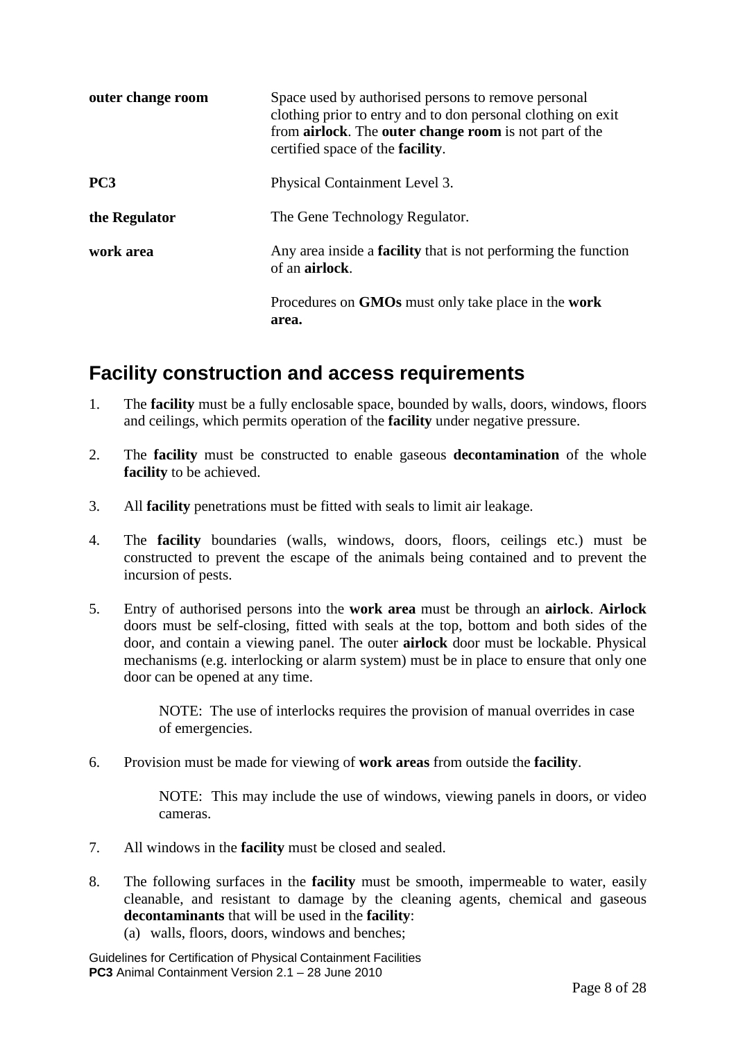| | |
|---|---|
| **outer change room** | Space used by authorised persons to remove personal clothing prior to entry and to don personal clothing on exit from **airlock**. The **outer change room** is not part of the certified space of the **facility**. |
| **PC3** | Physical Containment Level 3. |
| **the Regulator** | The Gene Technology Regulator. |
| **work area** | Any area inside a **facility** that is not performing the function of an **airlock**.<br><br>Procedures on **GMOs** must only take place in the **work area.** |

## Facility construction and access requirements

1. The **facility** must be a fully enclosable space, bounded by walls, doors, windows, floors and ceilings, which permits operation of the **facility** under negative pressure.

2. The **facility** must be constructed to enable gaseous **decontamination** of the whole **facility** to be achieved.

3. All **facility** penetrations must be fitted with seals to limit air leakage.

4. The **facility** boundaries (walls, windows, doors, floors, ceilings etc.) must be constructed to prevent the escape of the animals being contained and to prevent the incursion of pests.

5. Entry of authorised persons into the **work area** must be through an **airlock**. **Airlock** doors must be self-closing, fitted with seals at the top, bottom and both sides of the door, and contain a viewing panel. The outer **airlock** door must be lockable. Physical mechanisms (e.g. interlocking or alarm system) must be in place to ensure that only one door can be opened at any time.

   NOTE: The use of interlocks requires the provision of manual overrides in case of emergencies.

6. Provision must be made for viewing of **work areas** from outside the **facility**.

   NOTE: This may include the use of windows, viewing panels in doors, or video cameras.

7. All windows in the **facility** must be closed and sealed.

8. The following surfaces in the **facility** must be smooth, impermeable to water, easily cleanable, and resistant to damage by the cleaning agents, chemical and gaseous **decontaminants** that will be used in the **facility**:
   (a) walls, floors, doors, windows and benches;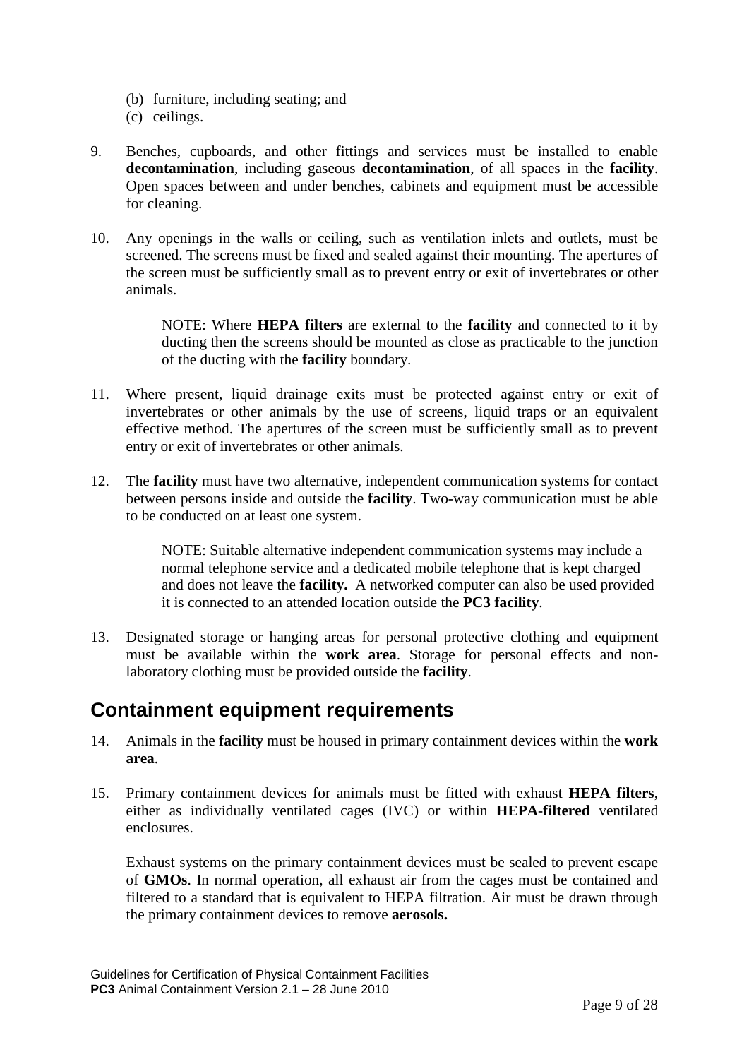(b) furniture, including seating; and

(c) ceilings.

9. Benches, cupboards, and other fittings and services must be installed to enable **decontamination**, including gaseous **decontamination**, of all spaces in the **facility**. Open spaces between and under benches, cabinets and equipment must be accessible for cleaning.

10. Any openings in the walls or ceiling, such as ventilation inlets and outlets, must be screened. The screens must be fixed and sealed against their mounting. The apertures of the screen must be sufficiently small as to prevent entry or exit of invertebrates or other animals.

    NOTE: Where **HEPA filters** are external to the **facility** and connected to it by ducting then the screens should be mounted as close as practicable to the junction of the ducting with the **facility** boundary.

11. Where present, liquid drainage exits must be protected against entry or exit of invertebrates or other animals by the use of screens, liquid traps or an equivalent effective method. The apertures of the screen must be sufficiently small as to prevent entry or exit of invertebrates or other animals.

12. The **facility** must have two alternative, independent communication systems for contact between persons inside and outside the **facility**. Two-way communication must be able to be conducted on at least one system.

    NOTE: Suitable alternative independent communication systems may include a normal telephone service and a dedicated mobile telephone that is kept charged and does not leave the **facility.** A networked computer can also be used provided it is connected to an attended location outside the **PC3 facility**.

13. Designated storage or hanging areas for personal protective clothing and equipment must be available within the **work area**. Storage for personal effects and non-laboratory clothing must be provided outside the **facility**.

## Containment equipment requirements

14. Animals in the **facility** must be housed in primary containment devices within the **work area**.

15. Primary containment devices for animals must be fitted with exhaust **HEPA filters**, either as individually ventilated cages (IVC) or within **HEPA-filtered** ventilated enclosures.

    Exhaust systems on the primary containment devices must be sealed to prevent escape of **GMOs**. In normal operation, all exhaust air from the cages must be contained and filtered to a standard that is equivalent to HEPA filtration. Air must be drawn through the primary containment devices to remove **aerosols.**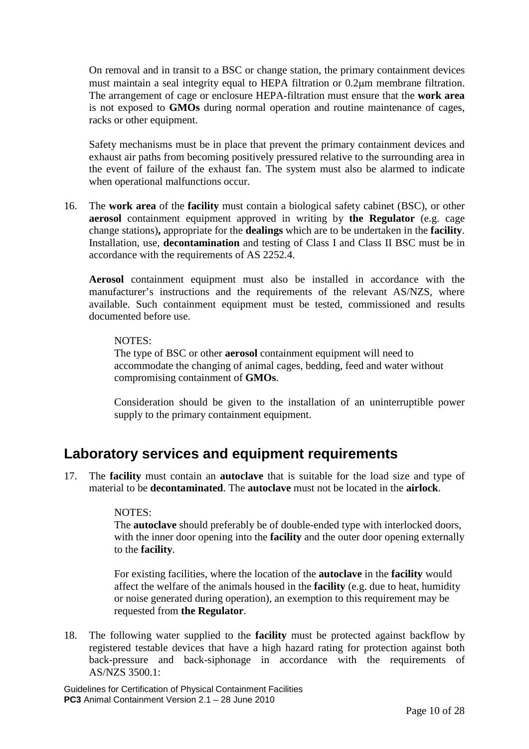On removal and in transit to a BSC or change station, the primary containment devices must maintain a seal integrity equal to HEPA filtration or 0.2μm membrane filtration. The arrangement of cage or enclosure HEPA-filtration must ensure that the **work area** is not exposed to **GMOs** during normal operation and routine maintenance of cages, racks or other equipment.

Safety mechanisms must be in place that prevent the primary containment devices and exhaust air paths from becoming positively pressured relative to the surrounding area in the event of failure of the exhaust fan. The system must also be alarmed to indicate when operational malfunctions occur.

16. The **work area** of the **facility** must contain a biological safety cabinet (BSC), or other **aerosol** containment equipment approved in writing by **the Regulator** (e.g. cage change stations)**,** appropriate for the **dealings** which are to be undertaken in the **facility**. Installation, use, **decontamination** and testing of Class I and Class II BSC must be in accordance with the requirements of AS 2252.4.

    **Aerosol** containment equipment must also be installed in accordance with the manufacturer's instructions and the requirements of the relevant AS/NZS, where available. Such containment equipment must be tested, commissioned and results documented before use.

    NOTES:
    The type of BSC or other **aerosol** containment equipment will need to accommodate the changing of animal cages, bedding, feed and water without compromising containment of **GMOs**.

    Consideration should be given to the installation of an uninterruptible power supply to the primary containment equipment.

## Laboratory services and equipment requirements

17. The **facility** must contain an **autoclave** that is suitable for the load size and type of material to be **decontaminated**. The **autoclave** must not be located in the **airlock**.

    NOTES:
    The **autoclave** should preferably be of double-ended type with interlocked doors, with the inner door opening into the **facility** and the outer door opening externally to the **facility**.

    For existing facilities, where the location of the **autoclave** in the **facility** would affect the welfare of the animals housed in the **facility** (e.g. due to heat, humidity or noise generated during operation), an exemption to this requirement may be requested from **the Regulator**.

18. The following water supplied to the **facility** must be protected against backflow by registered testable devices that have a high hazard rating for protection against both back-pressure and back-siphonage in accordance with the requirements of AS/NZS 3500.1: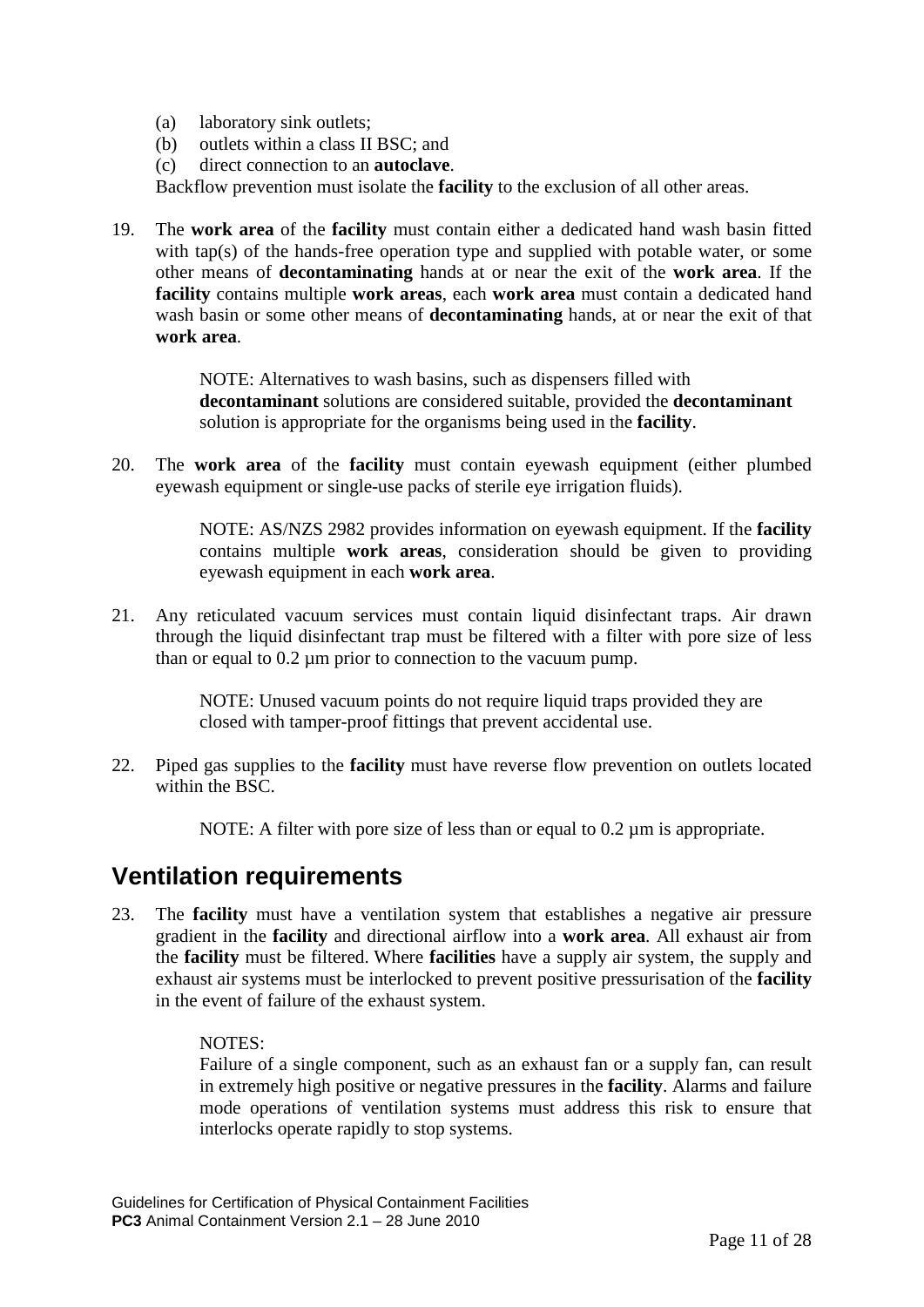(a) laboratory sink outlets;
(b) outlets within a class II BSC; and
(c) direct connection to an **autoclave**.

Backflow prevention must isolate the **facility** to the exclusion of all other areas.

19. The **work area** of the **facility** must contain either a dedicated hand wash basin fitted with tap(s) of the hands-free operation type and supplied with potable water, or some other means of **decontaminating** hands at or near the exit of the **work area**. If the **facility** contains multiple **work areas**, each **work area** must contain a dedicated hand wash basin or some other means of **decontaminating** hands, at or near the exit of that **work area**.

    NOTE: Alternatives to wash basins, such as dispensers filled with **decontaminant** solutions are considered suitable, provided the **decontaminant** solution is appropriate for the organisms being used in the **facility**.

20. The **work area** of the **facility** must contain eyewash equipment (either plumbed eyewash equipment or single-use packs of sterile eye irrigation fluids).

    NOTE: AS/NZS 2982 provides information on eyewash equipment. If the **facility** contains multiple **work areas**, consideration should be given to providing eyewash equipment in each **work area**.

21. Any reticulated vacuum services must contain liquid disinfectant traps. Air drawn through the liquid disinfectant trap must be filtered with a filter with pore size of less than or equal to 0.2 µm prior to connection to the vacuum pump.

    NOTE: Unused vacuum points do not require liquid traps provided they are closed with tamper-proof fittings that prevent accidental use.

22. Piped gas supplies to the **facility** must have reverse flow prevention on outlets located within the BSC.

    NOTE: A filter with pore size of less than or equal to 0.2 µm is appropriate.

## Ventilation requirements

23. The **facility** must have a ventilation system that establishes a negative air pressure gradient in the **facility** and directional airflow into a **work area**. All exhaust air from the **facility** must be filtered. Where **facilities** have a supply air system, the supply and exhaust air systems must be interlocked to prevent positive pressurisation of the **facility** in the event of failure of the exhaust system.

    NOTES:
    Failure of a single component, such as an exhaust fan or a supply fan, can result in extremely high positive or negative pressures in the **facility**. Alarms and failure mode operations of ventilation systems must address this risk to ensure that interlocks operate rapidly to stop systems.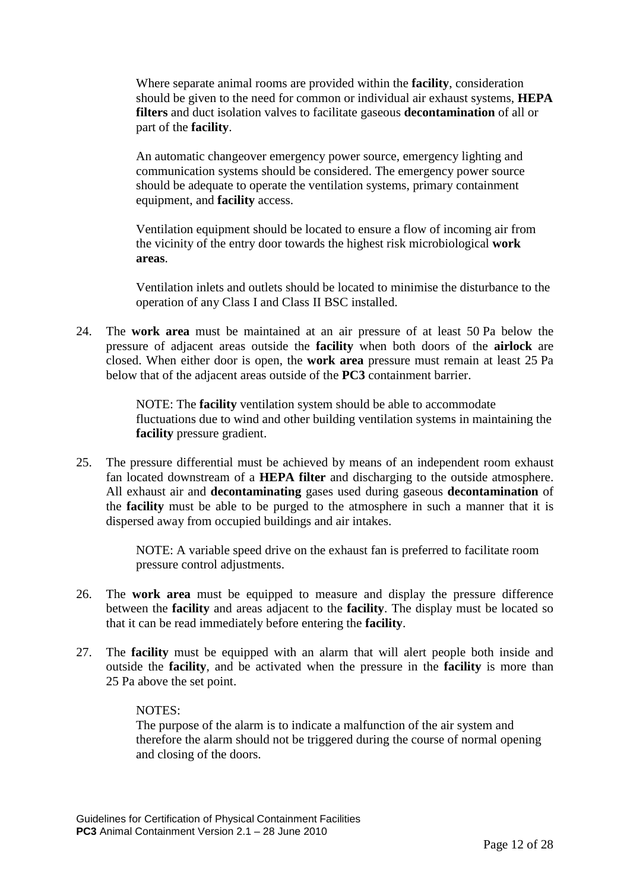Where separate animal rooms are provided within the **facility**, consideration should be given to the need for common or individual air exhaust systems, **HEPA filters** and duct isolation valves to facilitate gaseous **decontamination** of all or part of the **facility**.

An automatic changeover emergency power source, emergency lighting and communication systems should be considered. The emergency power source should be adequate to operate the ventilation systems, primary containment equipment, and **facility** access.

Ventilation equipment should be located to ensure a flow of incoming air from the vicinity of the entry door towards the highest risk microbiological **work areas**.

Ventilation inlets and outlets should be located to minimise the disturbance to the operation of any Class I and Class II BSC installed.

24. The **work area** must be maintained at an air pressure of at least 50 Pa below the pressure of adjacent areas outside the **facility** when both doors of the **airlock** are closed. When either door is open, the **work area** pressure must remain at least 25 Pa below that of the adjacent areas outside of the **PC3** containment barrier.

    NOTE: The **facility** ventilation system should be able to accommodate fluctuations due to wind and other building ventilation systems in maintaining the **facility** pressure gradient.

25. The pressure differential must be achieved by means of an independent room exhaust fan located downstream of a **HEPA filter** and discharging to the outside atmosphere. All exhaust air and **decontaminating** gases used during gaseous **decontamination** of the **facility** must be able to be purged to the atmosphere in such a manner that it is dispersed away from occupied buildings and air intakes.

    NOTE: A variable speed drive on the exhaust fan is preferred to facilitate room pressure control adjustments.

26. The **work area** must be equipped to measure and display the pressure difference between the **facility** and areas adjacent to the **facility**. The display must be located so that it can be read immediately before entering the **facility**.

27. The **facility** must be equipped with an alarm that will alert people both inside and outside the **facility**, and be activated when the pressure in the **facility** is more than 25 Pa above the set point.

    NOTES:
    The purpose of the alarm is to indicate a malfunction of the air system and therefore the alarm should not be triggered during the course of normal opening and closing of the doors.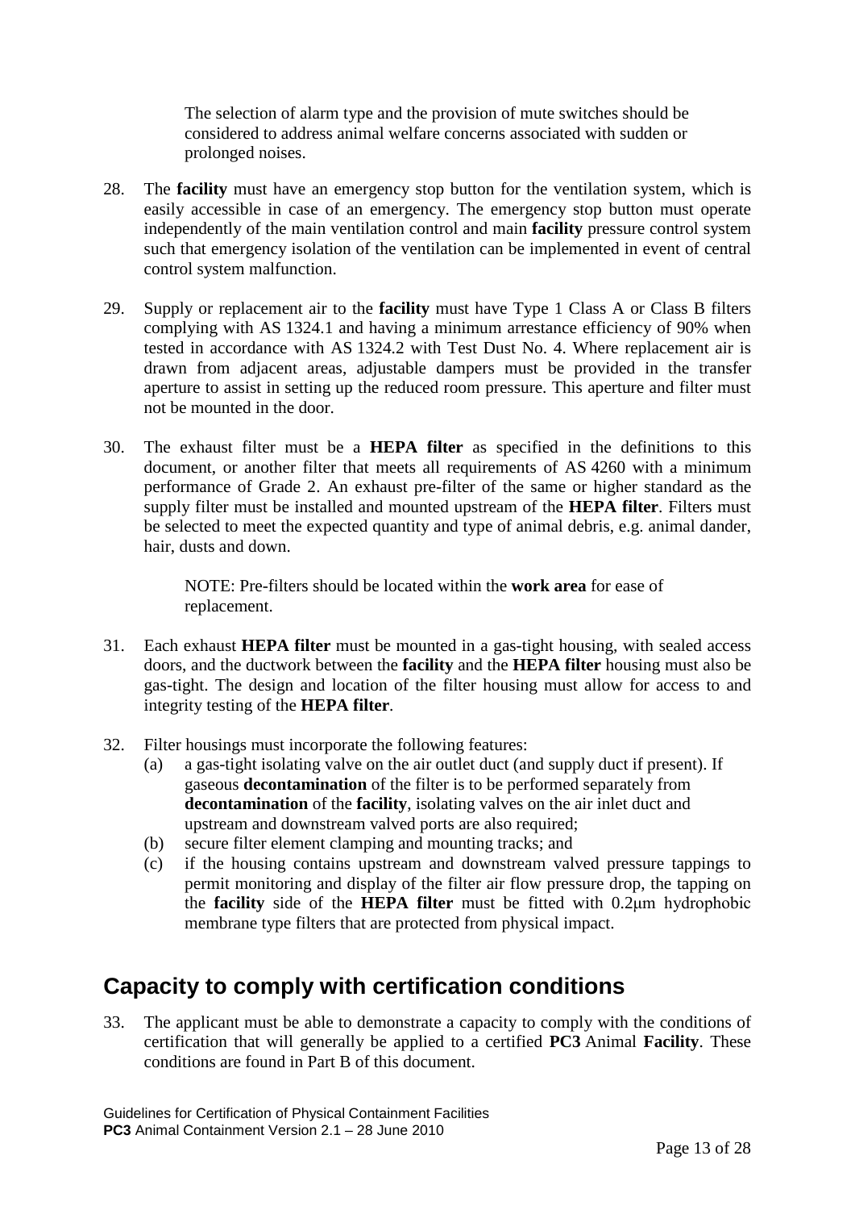The selection of alarm type and the provision of mute switches should be considered to address animal welfare concerns associated with sudden or prolonged noises.

28. The **facility** must have an emergency stop button for the ventilation system, which is easily accessible in case of an emergency. The emergency stop button must operate independently of the main ventilation control and main **facility** pressure control system such that emergency isolation of the ventilation can be implemented in event of central control system malfunction.

29. Supply or replacement air to the **facility** must have Type 1 Class A or Class B filters complying with AS 1324.1 and having a minimum arrestance efficiency of 90% when tested in accordance with AS 1324.2 with Test Dust No. 4. Where replacement air is drawn from adjacent areas, adjustable dampers must be provided in the transfer aperture to assist in setting up the reduced room pressure. This aperture and filter must not be mounted in the door.

30. The exhaust filter must be a **HEPA filter** as specified in the definitions to this document, or another filter that meets all requirements of AS 4260 with a minimum performance of Grade 2. An exhaust pre-filter of the same or higher standard as the supply filter must be installed and mounted upstream of the **HEPA filter**. Filters must be selected to meet the expected quantity and type of animal debris, e.g. animal dander, hair, dusts and down.

    NOTE: Pre-filters should be located within the **work area** for ease of replacement.

31. Each exhaust **HEPA filter** must be mounted in a gas-tight housing, with sealed access doors, and the ductwork between the **facility** and the **HEPA filter** housing must also be gas-tight. The design and location of the filter housing must allow for access to and integrity testing of the **HEPA filter**.

32. Filter housings must incorporate the following features:
    (a) a gas-tight isolating valve on the air outlet duct (and supply duct if present). If gaseous **decontamination** of the filter is to be performed separately from **decontamination** of the **facility**, isolating valves on the air inlet duct and upstream and downstream valved ports are also required;
    (b) secure filter element clamping and mounting tracks; and
    (c) if the housing contains upstream and downstream valved pressure tappings to permit monitoring and display of the filter air flow pressure drop, the tapping on the **facility** side of the **HEPA filter** must be fitted with 0.2μm hydrophobic membrane type filters that are protected from physical impact.

## Capacity to comply with certification conditions

33. The applicant must be able to demonstrate a capacity to comply with the conditions of certification that will generally be applied to a certified **PC3** Animal **Facility**. These conditions are found in Part B of this document.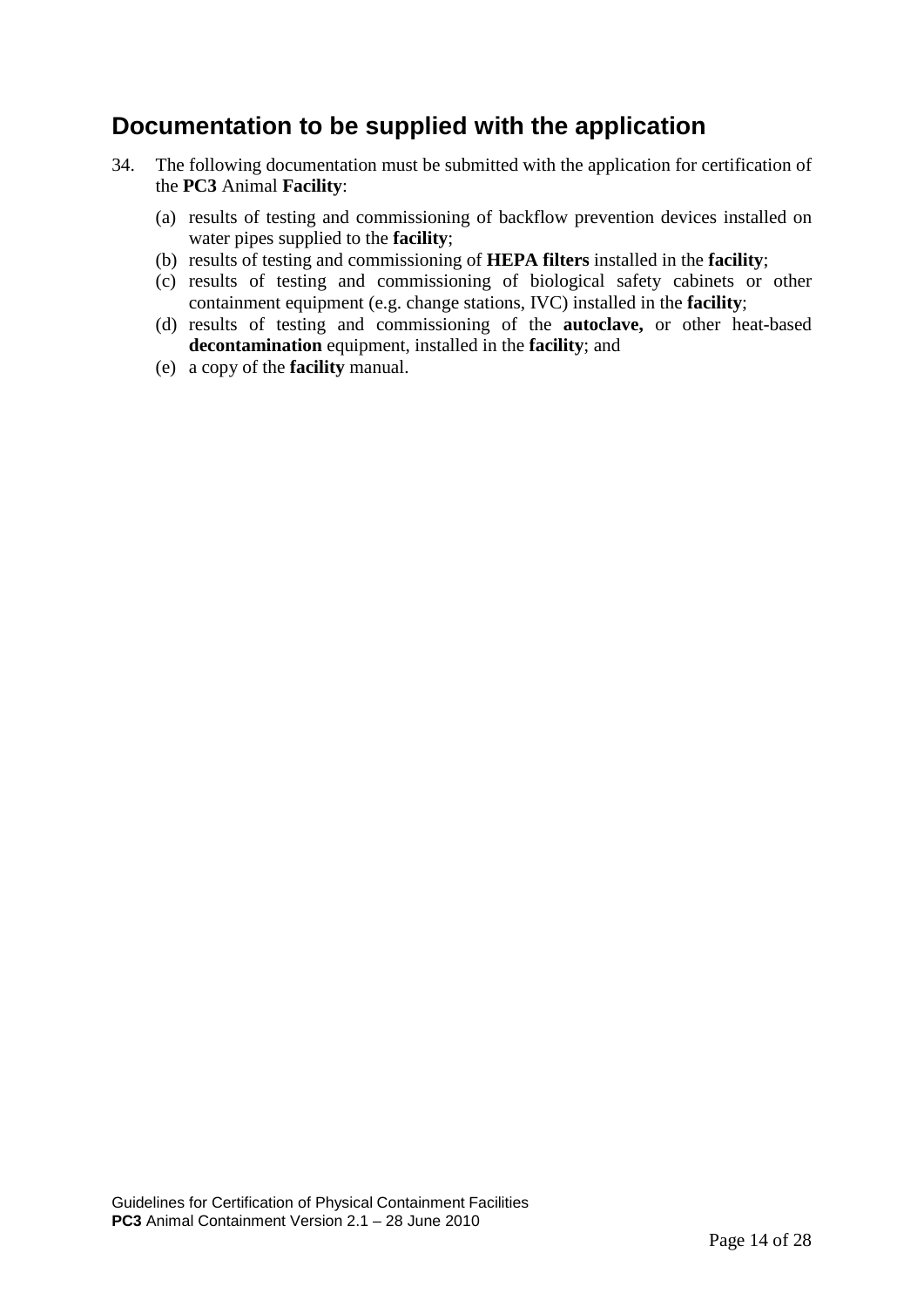## Documentation to be supplied with the application

34. The following documentation must be submitted with the application for certification of the **PC3** Animal **Facility**:

    (a) results of testing and commissioning of backflow prevention devices installed on water pipes supplied to the **facility**;
    (b) results of testing and commissioning of **HEPA filters** installed in the **facility**;
    (c) results of testing and commissioning of biological safety cabinets or other containment equipment (e.g. change stations, IVC) installed in the **facility**;
    (d) results of testing and commissioning of the **autoclave,** or other heat-based **decontamination** equipment, installed in the **facility**; and
    (e) a copy of the **facility** manual.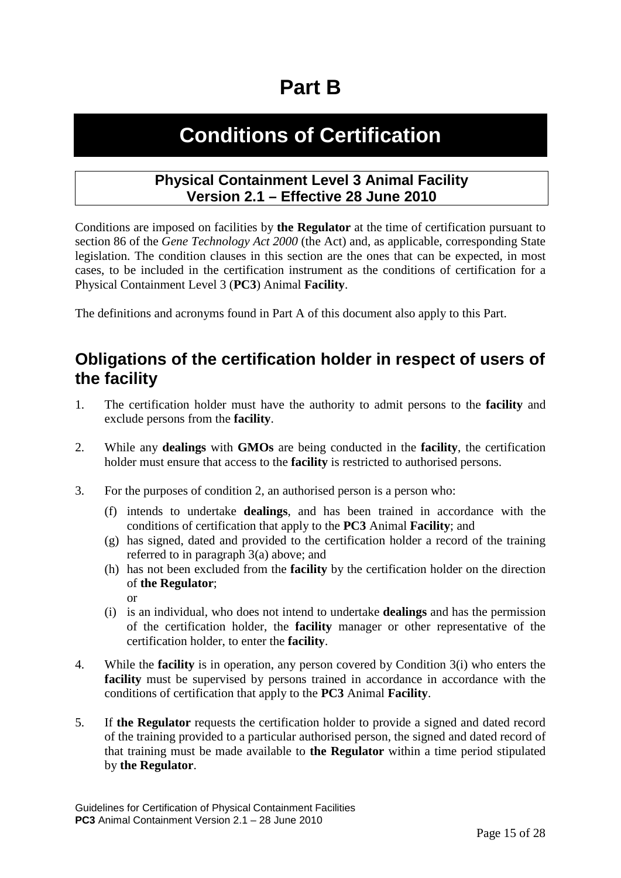# Part B

# Conditions of Certification

**Physical Containment Level 3 Animal Facility**
**Version 2.1 – Effective 28 June 2010**

Conditions are imposed on facilities by **the Regulator** at the time of certification pursuant to section 86 of the *Gene Technology Act 2000* (the Act) and, as applicable, corresponding State legislation. The condition clauses in this section are the ones that can be expected, in most cases, to be included in the certification instrument as the conditions of certification for a Physical Containment Level 3 (**PC3**) Animal **Facility**.

The definitions and acronyms found in Part A of this document also apply to this Part.

## Obligations of the certification holder in respect of users of the facility

1. The certification holder must have the authority to admit persons to the **facility** and exclude persons from the **facility**.

2. While any **dealings** with **GMOs** are being conducted in the **facility**, the certification holder must ensure that access to the **facility** is restricted to authorised persons.

3. For the purposes of condition 2, an authorised person is a person who:

   (f) intends to undertake **dealings**, and has been trained in accordance with the conditions of certification that apply to the **PC3** Animal **Facility**; and

   (g) has signed, dated and provided to the certification holder a record of the training referred to in paragraph 3(a) above; and

   (h) has not been excluded from the **facility** by the certification holder on the direction of **the Regulator**;
   or

   (i) is an individual, who does not intend to undertake **dealings** and has the permission of the certification holder, the **facility** manager or other representative of the certification holder, to enter the **facility**.

4. While the **facility** is in operation, any person covered by Condition 3(i) who enters the **facility** must be supervised by persons trained in accordance in accordance with the conditions of certification that apply to the **PC3** Animal **Facility**.

5. If **the Regulator** requests the certification holder to provide a signed and dated record of the training provided to a particular authorised person, the signed and dated record of that training must be made available to **the Regulator** within a time period stipulated by **the Regulator**.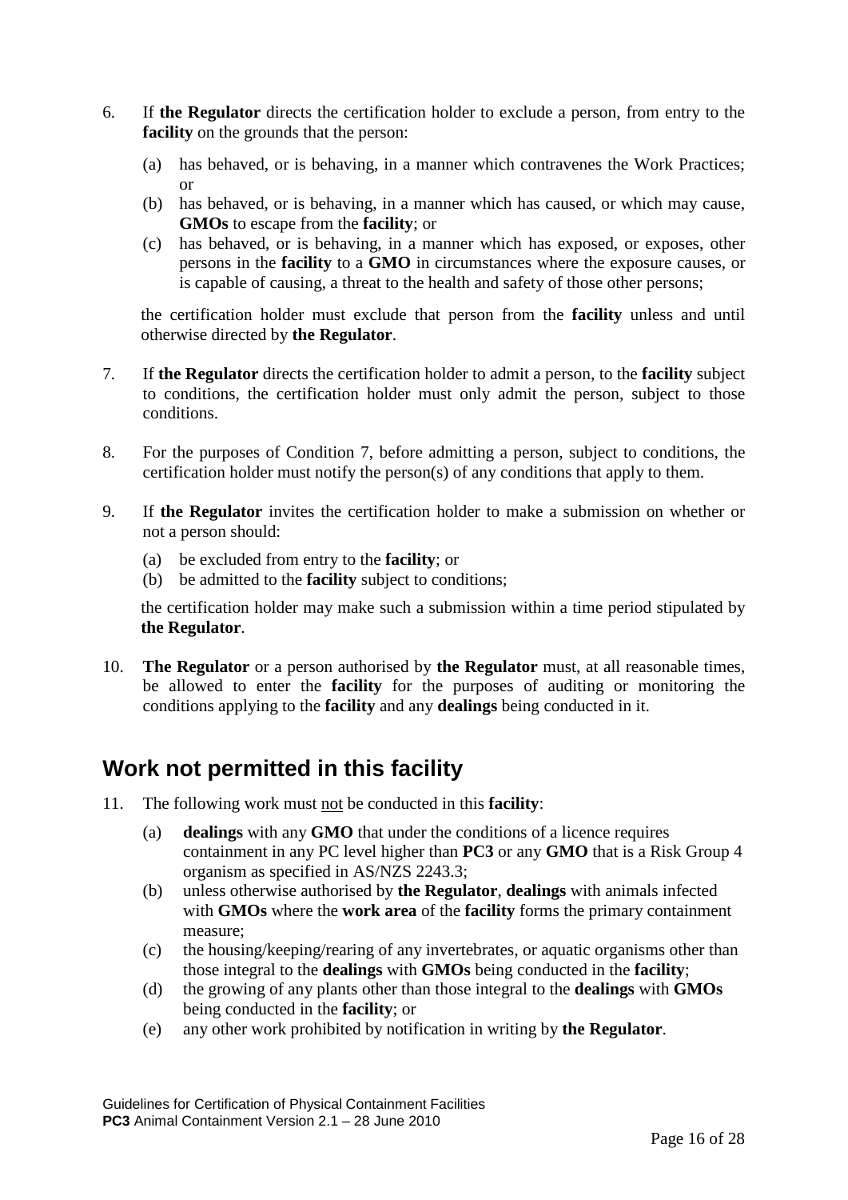6. If **the Regulator** directs the certification holder to exclude a person, from entry to the **facility** on the grounds that the person:

   (a) has behaved, or is behaving, in a manner which contravenes the Work Practices; or
   (b) has behaved, or is behaving, in a manner which has caused, or which may cause, **GMOs** to escape from the **facility**; or
   (c) has behaved, or is behaving, in a manner which has exposed, or exposes, other persons in the **facility** to a **GMO** in circumstances where the exposure causes, or is capable of causing, a threat to the health and safety of those other persons;

   the certification holder must exclude that person from the **facility** unless and until otherwise directed by **the Regulator**.

7. If **the Regulator** directs the certification holder to admit a person, to the **facility** subject to conditions, the certification holder must only admit the person, subject to those conditions.

8. For the purposes of Condition 7, before admitting a person, subject to conditions, the certification holder must notify the person(s) of any conditions that apply to them.

9. If **the Regulator** invites the certification holder to make a submission on whether or not a person should:

   (a) be excluded from entry to the **facility**; or
   (b) be admitted to the **facility** subject to conditions;

   the certification holder may make such a submission within a time period stipulated by **the Regulator**.

10. **The Regulator** or a person authorised by **the Regulator** must, at all reasonable times, be allowed to enter the **facility** for the purposes of auditing or monitoring the conditions applying to the **facility** and any **dealings** being conducted in it.

## Work not permitted in this facility

11. The following work must <u>not</u> be conducted in this **facility**:

    (a) **dealings** with any **GMO** that under the conditions of a licence requires containment in any PC level higher than **PC3** or any **GMO** that is a Risk Group 4 organism as specified in AS/NZS 2243.3;
    (b) unless otherwise authorised by **the Regulator**, **dealings** with animals infected with **GMOs** where the **work area** of the **facility** forms the primary containment measure;
    (c) the housing/keeping/rearing of any invertebrates, or aquatic organisms other than those integral to the **dealings** with **GMOs** being conducted in the **facility**;
    (d) the growing of any plants other than those integral to the **dealings** with **GMOs** being conducted in the **facility**; or
    (e) any other work prohibited by notification in writing by **the Regulator**.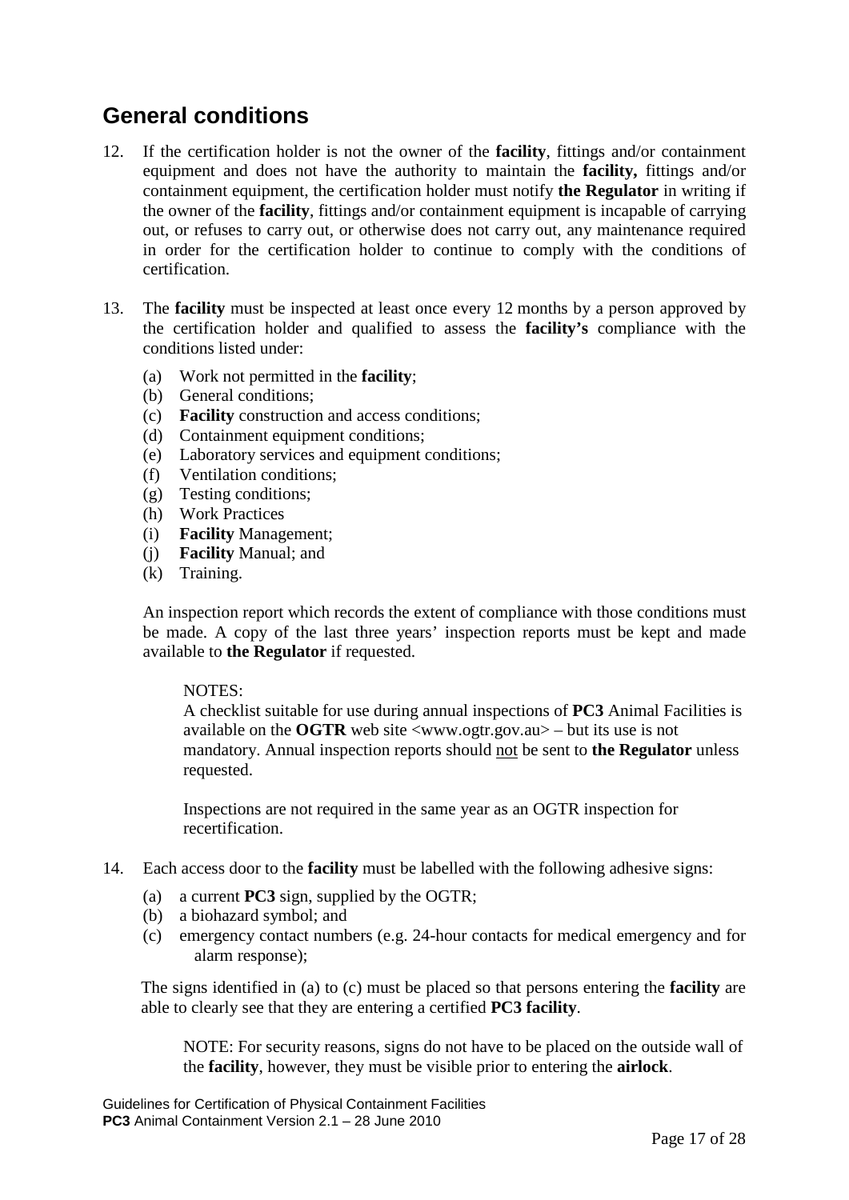## General conditions

12. If the certification holder is not the owner of the **facility**, fittings and/or containment equipment and does not have the authority to maintain the **facility,** fittings and/or containment equipment, the certification holder must notify **the Regulator** in writing if the owner of the **facility**, fittings and/or containment equipment is incapable of carrying out, or refuses to carry out, or otherwise does not carry out, any maintenance required in order for the certification holder to continue to comply with the conditions of certification.

13. The **facility** must be inspected at least once every 12 months by a person approved by the certification holder and qualified to assess the **facility's** compliance with the conditions listed under:

    (a) Work not permitted in the **facility**;
    (b) General conditions;
    (c) **Facility** construction and access conditions;
    (d) Containment equipment conditions;
    (e) Laboratory services and equipment conditions;
    (f) Ventilation conditions;
    (g) Testing conditions;
    (h) Work Practices
    (i) **Facility** Management;
    (j) **Facility** Manual; and
    (k) Training.

    An inspection report which records the extent of compliance with those conditions must be made. A copy of the last three years' inspection reports must be kept and made available to **the Regulator** if requested.

    > NOTES:
    > A checklist suitable for use during annual inspections of **PC3** Animal Facilities is available on the **OGTR** web site <www.ogtr.gov.au> – but its use is not mandatory. Annual inspection reports should not be sent to **the Regulator** unless requested.
    >
    > Inspections are not required in the same year as an OGTR inspection for recertification.

14. Each access door to the **facility** must be labelled with the following adhesive signs:

    (a) a current **PC3** sign, supplied by the OGTR;
    (b) a biohazard symbol; and
    (c) emergency contact numbers (e.g. 24-hour contacts for medical emergency and for alarm response);

    The signs identified in (a) to (c) must be placed so that persons entering the **facility** are able to clearly see that they are entering a certified **PC3 facility**.

    > NOTE: For security reasons, signs do not have to be placed on the outside wall of the **facility**, however, they must be visible prior to entering the **airlock**.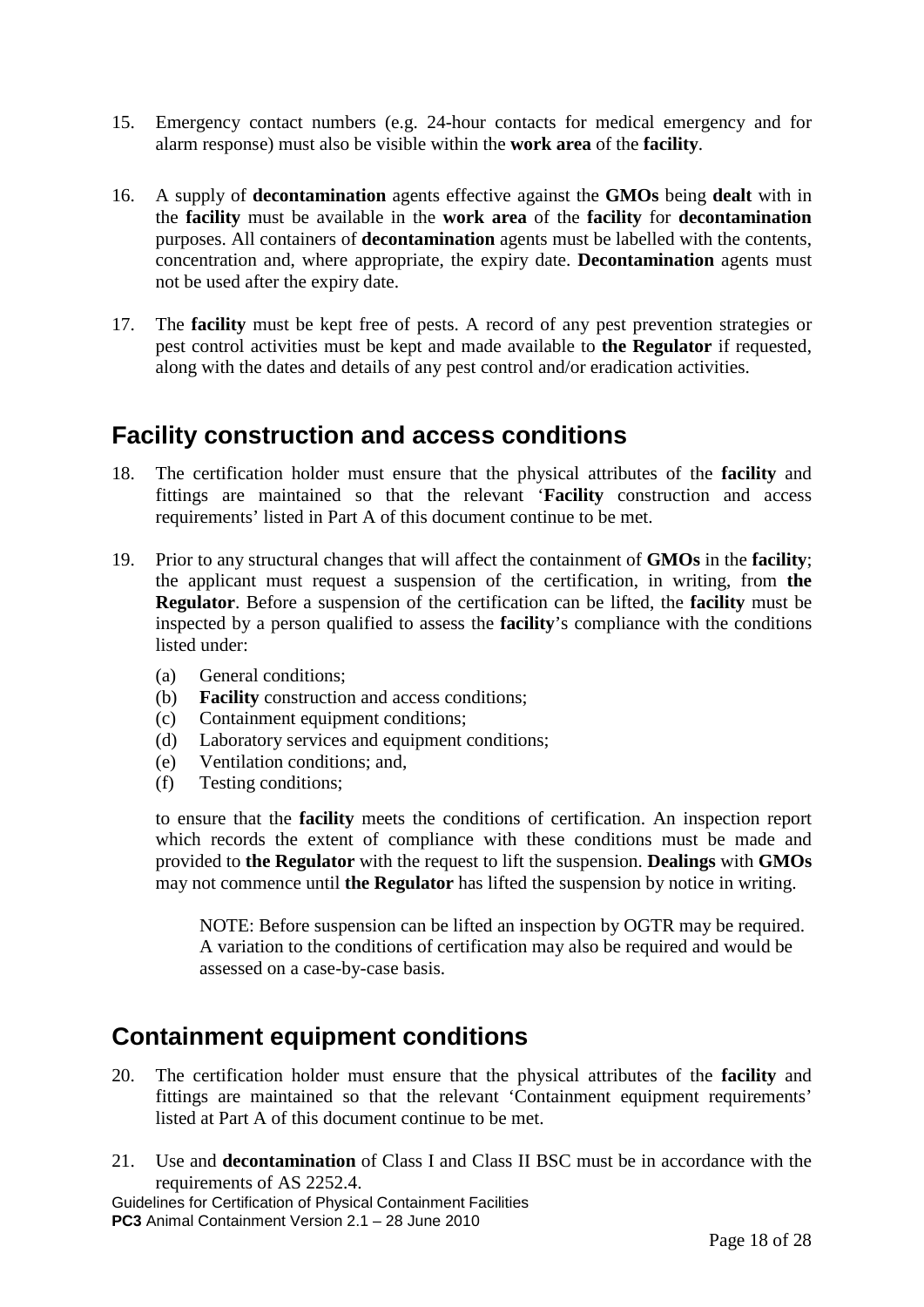15. Emergency contact numbers (e.g. 24-hour contacts for medical emergency and for alarm response) must also be visible within the **work area** of the **facility**.

16. A supply of **decontamination** agents effective against the **GMOs** being **dealt** with in the **facility** must be available in the **work area** of the **facility** for **decontamination** purposes. All containers of **decontamination** agents must be labelled with the contents, concentration and, where appropriate, the expiry date. **Decontamination** agents must not be used after the expiry date.

17. The **facility** must be kept free of pests. A record of any pest prevention strategies or pest control activities must be kept and made available to **the Regulator** if requested, along with the dates and details of any pest control and/or eradication activities.

## Facility construction and access conditions

18. The certification holder must ensure that the physical attributes of the **facility** and fittings are maintained so that the relevant '**Facility** construction and access requirements' listed in Part A of this document continue to be met.

19. Prior to any structural changes that will affect the containment of **GMOs** in the **facility**; the applicant must request a suspension of the certification, in writing, from **the Regulator**. Before a suspension of the certification can be lifted, the **facility** must be inspected by a person qualified to assess the **facility**'s compliance with the conditions listed under:

    (a) General conditions;
    (b) **Facility** construction and access conditions;
    (c) Containment equipment conditions;
    (d) Laboratory services and equipment conditions;
    (e) Ventilation conditions; and,
    (f) Testing conditions;

    to ensure that the **facility** meets the conditions of certification. An inspection report which records the extent of compliance with these conditions must be made and provided to **the Regulator** with the request to lift the suspension. **Dealings** with **GMOs** may not commence until **the Regulator** has lifted the suspension by notice in writing.

    NOTE: Before suspension can be lifted an inspection by OGTR may be required. A variation to the conditions of certification may also be required and would be assessed on a case-by-case basis.

## Containment equipment conditions

20. The certification holder must ensure that the physical attributes of the **facility** and fittings are maintained so that the relevant 'Containment equipment requirements' listed at Part A of this document continue to be met.

21. Use and **decontamination** of Class I and Class II BSC must be in accordance with the requirements of AS 2252.4.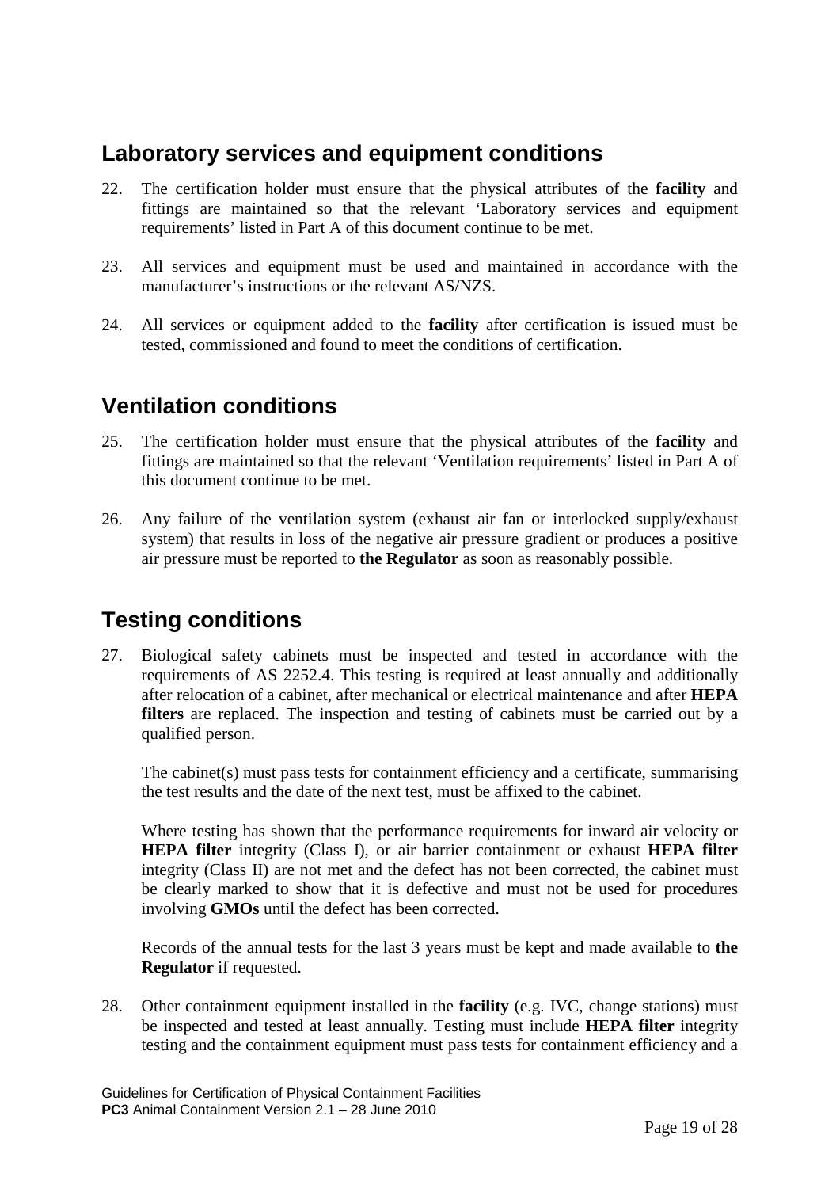## Laboratory services and equipment conditions

22. The certification holder must ensure that the physical attributes of the **facility** and fittings are maintained so that the relevant 'Laboratory services and equipment requirements' listed in Part A of this document continue to be met.

23. All services and equipment must be used and maintained in accordance with the manufacturer's instructions or the relevant AS/NZS.

24. All services or equipment added to the **facility** after certification is issued must be tested, commissioned and found to meet the conditions of certification.

## Ventilation conditions

25. The certification holder must ensure that the physical attributes of the **facility** and fittings are maintained so that the relevant 'Ventilation requirements' listed in Part A of this document continue to be met.

26. Any failure of the ventilation system (exhaust air fan or interlocked supply/exhaust system) that results in loss of the negative air pressure gradient or produces a positive air pressure must be reported to **the Regulator** as soon as reasonably possible.

## Testing conditions

27. Biological safety cabinets must be inspected and tested in accordance with the requirements of AS 2252.4. This testing is required at least annually and additionally after relocation of a cabinet, after mechanical or electrical maintenance and after **HEPA filters** are replaced. The inspection and testing of cabinets must be carried out by a qualified person.

    The cabinet(s) must pass tests for containment efficiency and a certificate, summarising the test results and the date of the next test, must be affixed to the cabinet.

    Where testing has shown that the performance requirements for inward air velocity or **HEPA filter** integrity (Class I), or air barrier containment or exhaust **HEPA filter** integrity (Class II) are not met and the defect has not been corrected, the cabinet must be clearly marked to show that it is defective and must not be used for procedures involving **GMOs** until the defect has been corrected.

    Records of the annual tests for the last 3 years must be kept and made available to **the Regulator** if requested.

28. Other containment equipment installed in the **facility** (e.g. IVC, change stations) must be inspected and tested at least annually. Testing must include **HEPA filter** integrity testing and the containment equipment must pass tests for containment efficiency and a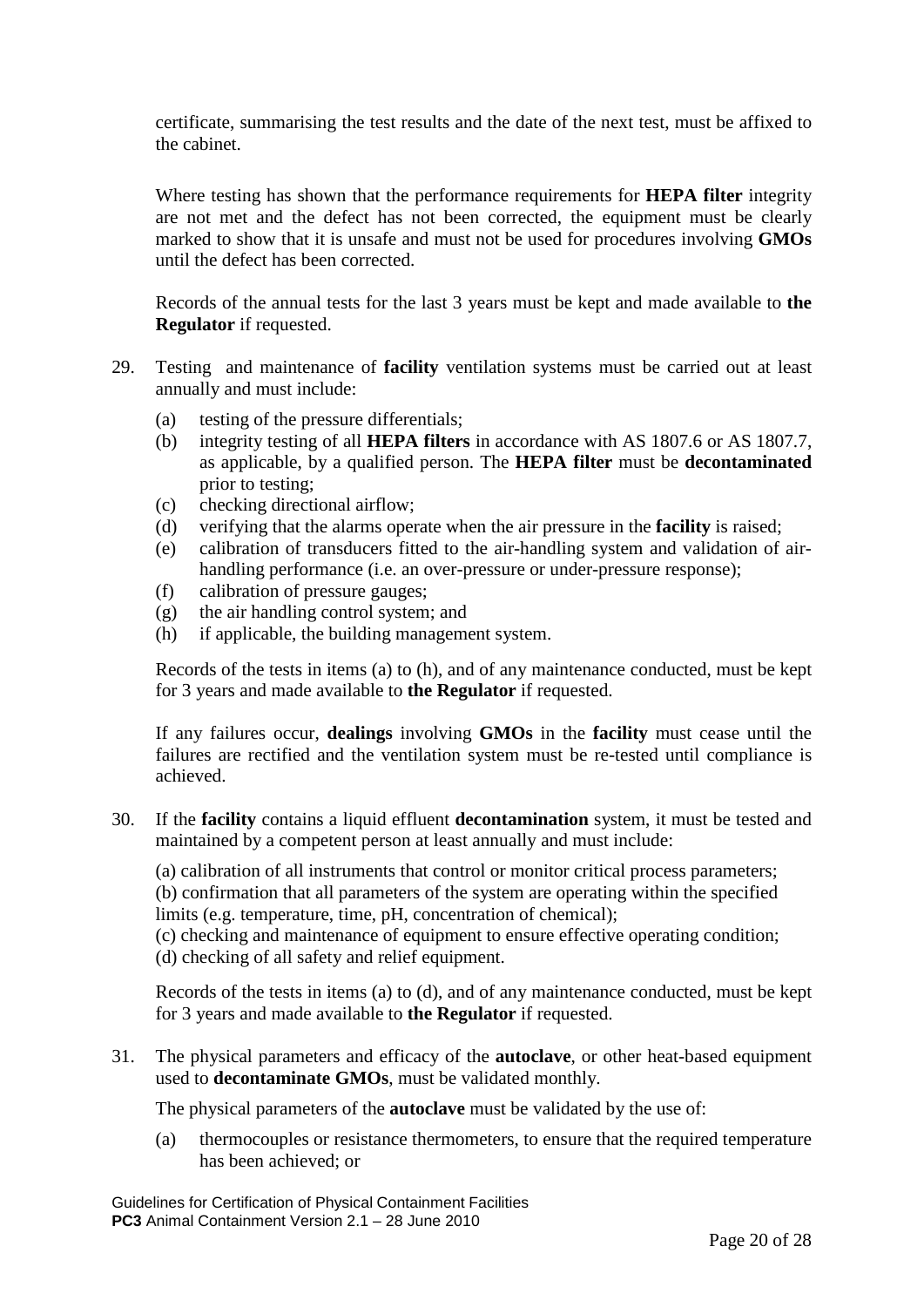certificate, summarising the test results and the date of the next test, must be affixed to the cabinet.

Where testing has shown that the performance requirements for **HEPA filter** integrity are not met and the defect has not been corrected, the equipment must be clearly marked to show that it is unsafe and must not be used for procedures involving **GMOs** until the defect has been corrected.

Records of the annual tests for the last 3 years must be kept and made available to **the Regulator** if requested.

29. Testing and maintenance of **facility** ventilation systems must be carried out at least annually and must include:

    (a) testing of the pressure differentials;
    (b) integrity testing of all **HEPA filters** in accordance with AS 1807.6 or AS 1807.7, as applicable, by a qualified person. The **HEPA filter** must be **decontaminated** prior to testing;
    (c) checking directional airflow;
    (d) verifying that the alarms operate when the air pressure in the **facility** is raised;
    (e) calibration of transducers fitted to the air-handling system and validation of air-handling performance (i.e. an over-pressure or under-pressure response);
    (f) calibration of pressure gauges;
    (g) the air handling control system; and
    (h) if applicable, the building management system.

    Records of the tests in items (a) to (h), and of any maintenance conducted, must be kept for 3 years and made available to **the Regulator** if requested.

    If any failures occur, **dealings** involving **GMOs** in the **facility** must cease until the failures are rectified and the ventilation system must be re-tested until compliance is achieved.

30. If the **facility** contains a liquid effluent **decontamination** system, it must be tested and maintained by a competent person at least annually and must include:

    (a) calibration of all instruments that control or monitor critical process parameters;
    (b) confirmation that all parameters of the system are operating within the specified limits (e.g. temperature, time, pH, concentration of chemical);
    (c) checking and maintenance of equipment to ensure effective operating condition;
    (d) checking of all safety and relief equipment.

    Records of the tests in items (a) to (d), and of any maintenance conducted, must be kept for 3 years and made available to **the Regulator** if requested.

31. The physical parameters and efficacy of the **autoclave**, or other heat-based equipment used to **decontaminate GMOs**, must be validated monthly.

    The physical parameters of the **autoclave** must be validated by the use of:

    (a) thermocouples or resistance thermometers, to ensure that the required temperature has been achieved; or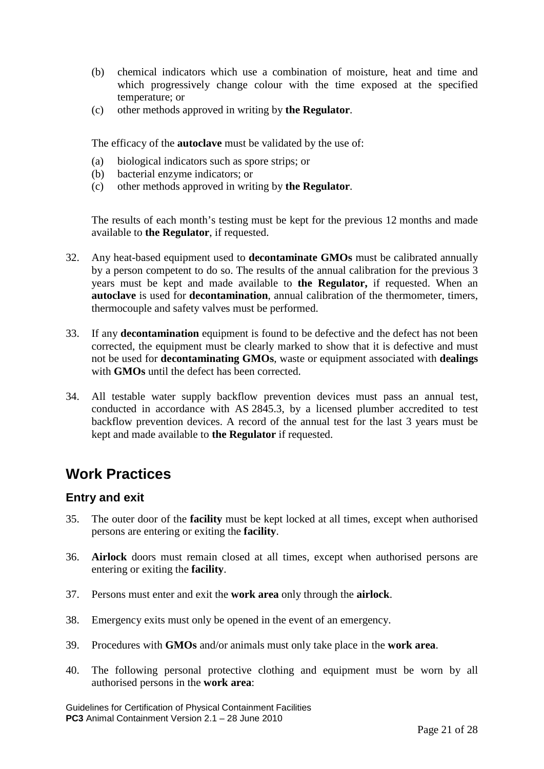(b) chemical indicators which use a combination of moisture, heat and time and which progressively change colour with the time exposed at the specified temperature; or
(c) other methods approved in writing by **the Regulator**.

The efficacy of the **autoclave** must be validated by the use of:

(a) biological indicators such as spore strips; or
(b) bacterial enzyme indicators; or
(c) other methods approved in writing by **the Regulator**.

The results of each month's testing must be kept for the previous 12 months and made available to **the Regulator**, if requested.

32. Any heat-based equipment used to **decontaminate GMOs** must be calibrated annually by a person competent to do so. The results of the annual calibration for the previous 3 years must be kept and made available to **the Regulator,** if requested. When an **autoclave** is used for **decontamination**, annual calibration of the thermometer, timers, thermocouple and safety valves must be performed.

33. If any **decontamination** equipment is found to be defective and the defect has not been corrected, the equipment must be clearly marked to show that it is defective and must not be used for **decontaminating GMOs**, waste or equipment associated with **dealings** with **GMOs** until the defect has been corrected.

34. All testable water supply backflow prevention devices must pass an annual test, conducted in accordance with AS 2845.3, by a licensed plumber accredited to test backflow prevention devices. A record of the annual test for the last 3 years must be kept and made available to **the Regulator** if requested.

# Work Practices

## Entry and exit

35. The outer door of the **facility** must be kept locked at all times, except when authorised persons are entering or exiting the **facility**.

36. **Airlock** doors must remain closed at all times, except when authorised persons are entering or exiting the **facility**.

37. Persons must enter and exit the **work area** only through the **airlock**.

38. Emergency exits must only be opened in the event of an emergency.

39. Procedures with **GMOs** and/or animals must only take place in the **work area**.

40. The following personal protective clothing and equipment must be worn by all authorised persons in the **work area**: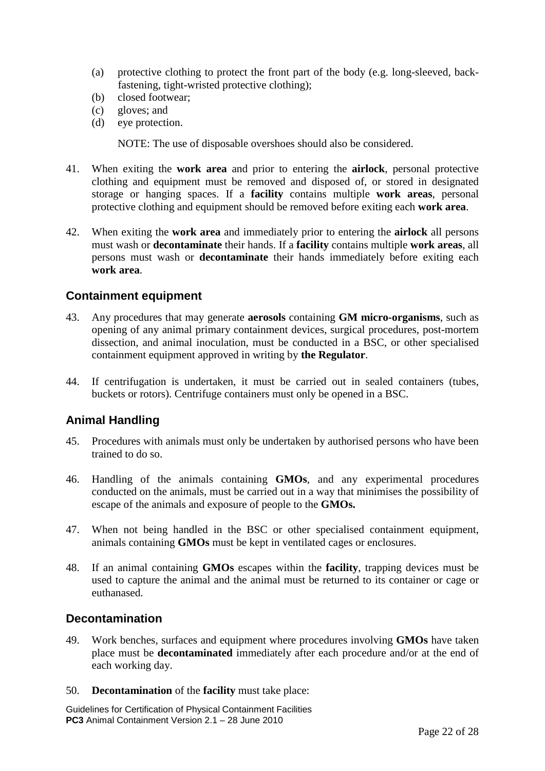(a) protective clothing to protect the front part of the body (e.g. long-sleeved, back-fastening, tight-wristed protective clothing);
(b) closed footwear;
(c) gloves; and
(d) eye protection.

NOTE: The use of disposable overshoes should also be considered.

41. When exiting the **work area** and prior to entering the **airlock**, personal protective clothing and equipment must be removed and disposed of, or stored in designated storage or hanging spaces. If a **facility** contains multiple **work areas**, personal protective clothing and equipment should be removed before exiting each **work area**.

42. When exiting the **work area** and immediately prior to entering the **airlock** all persons must wash or **decontaminate** their hands. If a **facility** contains multiple **work areas**, all persons must wash or **decontaminate** their hands immediately before exiting each **work area**.

## Containment equipment

43. Any procedures that may generate **aerosols** containing **GM micro-organisms**, such as opening of any animal primary containment devices, surgical procedures, post-mortem dissection, and animal inoculation, must be conducted in a BSC, or other specialised containment equipment approved in writing by **the Regulator**.

44. If centrifugation is undertaken, it must be carried out in sealed containers (tubes, buckets or rotors). Centrifuge containers must only be opened in a BSC.

## Animal Handling

45. Procedures with animals must only be undertaken by authorised persons who have been trained to do so.

46. Handling of the animals containing **GMOs**, and any experimental procedures conducted on the animals, must be carried out in a way that minimises the possibility of escape of the animals and exposure of people to the **GMOs.**

47. When not being handled in the BSC or other specialised containment equipment, animals containing **GMOs** must be kept in ventilated cages or enclosures.

48. If an animal containing **GMOs** escapes within the **facility**, trapping devices must be used to capture the animal and the animal must be returned to its container or cage or euthanased.

## Decontamination

49. Work benches, surfaces and equipment where procedures involving **GMOs** have taken place must be **decontaminated** immediately after each procedure and/or at the end of each working day.

50. **Decontamination** of the **facility** must take place: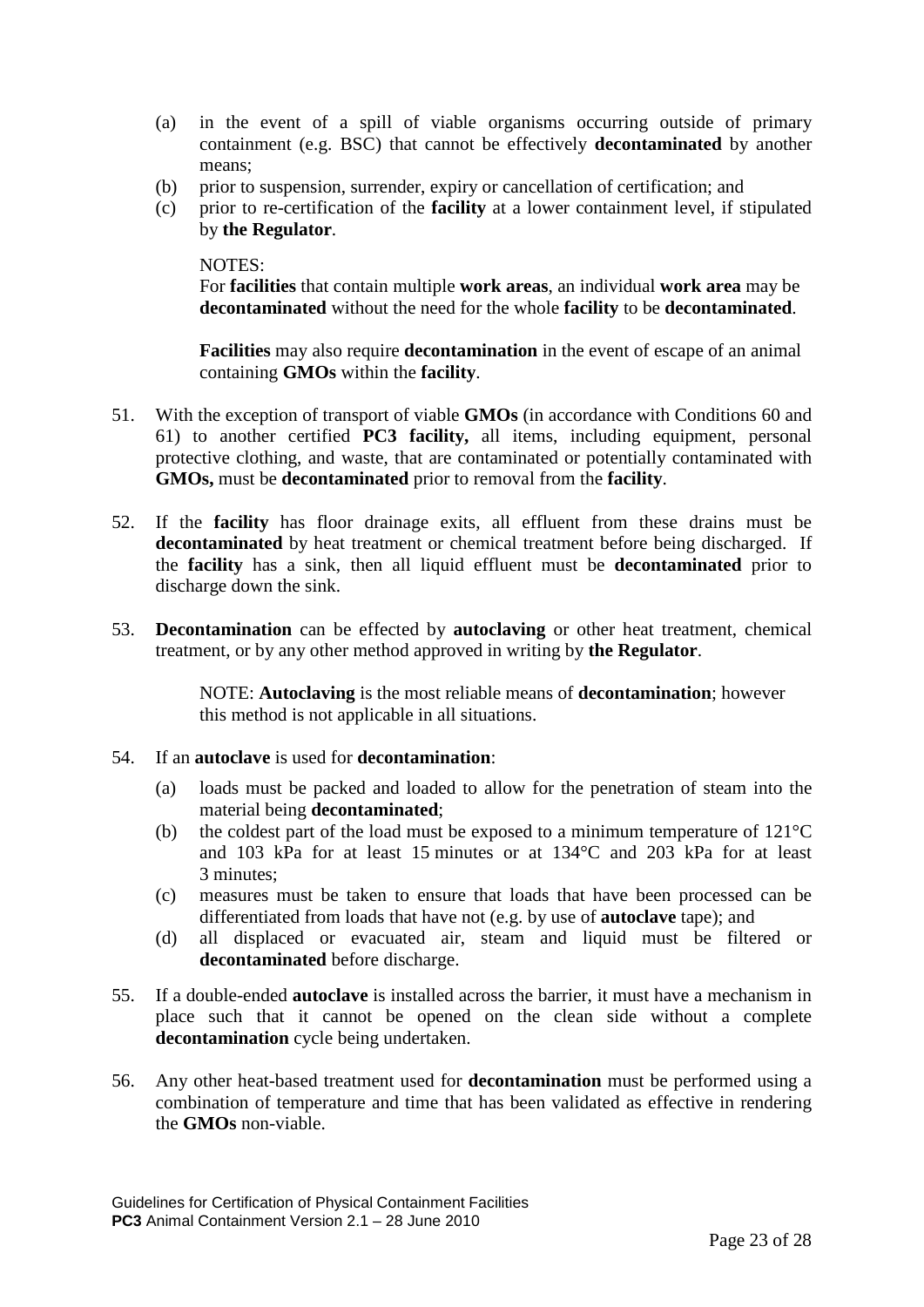(a) in the event of a spill of viable organisms occurring outside of primary containment (e.g. BSC) that cannot be effectively **decontaminated** by another means;
(b) prior to suspension, surrender, expiry or cancellation of certification; and
(c) prior to re-certification of the **facility** at a lower containment level, if stipulated by **the Regulator**.

NOTES:
For **facilities** that contain multiple **work areas**, an individual **work area** may be **decontaminated** without the need for the whole **facility** to be **decontaminated**.

**Facilities** may also require **decontamination** in the event of escape of an animal containing **GMOs** within the **facility**.

51. With the exception of transport of viable **GMOs** (in accordance with Conditions 60 and 61) to another certified **PC3 facility,** all items, including equipment, personal protective clothing, and waste, that are contaminated or potentially contaminated with **GMOs,** must be **decontaminated** prior to removal from the **facility**.

52. If the **facility** has floor drainage exits, all effluent from these drains must be **decontaminated** by heat treatment or chemical treatment before being discharged. If the **facility** has a sink, then all liquid effluent must be **decontaminated** prior to discharge down the sink.

53. **Decontamination** can be effected by **autoclaving** or other heat treatment, chemical treatment, or by any other method approved in writing by **the Regulator**.

    NOTE: **Autoclaving** is the most reliable means of **decontamination**; however this method is not applicable in all situations.

54. If an **autoclave** is used for **decontamination**:

    (a) loads must be packed and loaded to allow for the penetration of steam into the material being **decontaminated**;
    (b) the coldest part of the load must be exposed to a minimum temperature of 121°C and 103 kPa for at least 15 minutes or at 134°C and 203 kPa for at least 3 minutes;
    (c) measures must be taken to ensure that loads that have been processed can be differentiated from loads that have not (e.g. by use of **autoclave** tape); and
    (d) all displaced or evacuated air, steam and liquid must be filtered or **decontaminated** before discharge.

55. If a double-ended **autoclave** is installed across the barrier, it must have a mechanism in place such that it cannot be opened on the clean side without a complete **decontamination** cycle being undertaken.

56. Any other heat-based treatment used for **decontamination** must be performed using a combination of temperature and time that has been validated as effective in rendering the **GMOs** non-viable.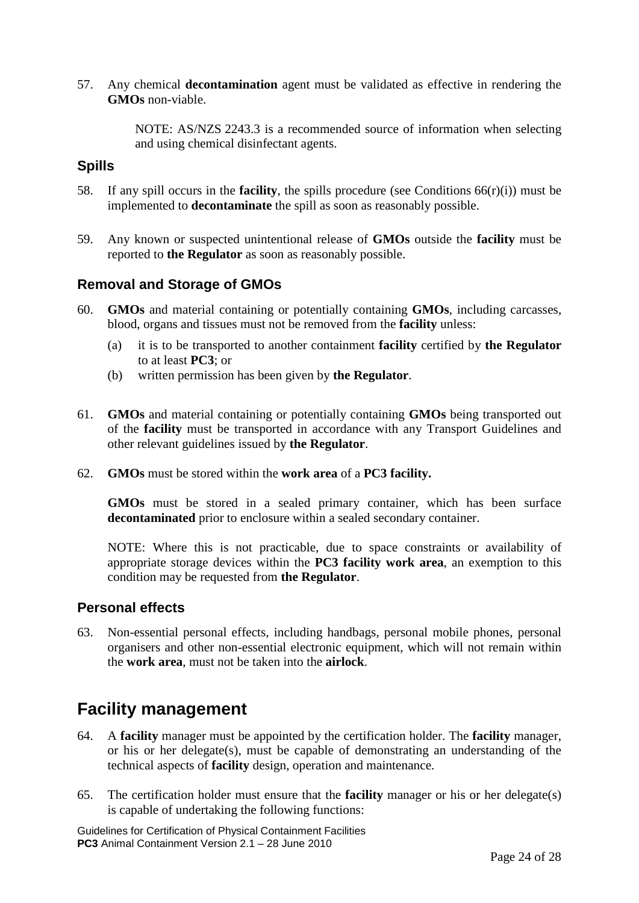57. Any chemical **decontamination** agent must be validated as effective in rendering the **GMOs** non-viable.

    NOTE: AS/NZS 2243.3 is a recommended source of information when selecting and using chemical disinfectant agents.

## Spills

58. If any spill occurs in the **facility**, the spills procedure (see Conditions 66(r)(i)) must be implemented to **decontaminate** the spill as soon as reasonably possible.

59. Any known or suspected unintentional release of **GMOs** outside the **facility** must be reported to **the Regulator** as soon as reasonably possible.

## Removal and Storage of GMOs

60. **GMOs** and material containing or potentially containing **GMOs**, including carcasses, blood, organs and tissues must not be removed from the **facility** unless:
    - (a) it is to be transported to another containment **facility** certified by **the Regulator** to at least **PC3**; or
    - (b) written permission has been given by **the Regulator**.

61. **GMOs** and material containing or potentially containing **GMOs** being transported out of the **facility** must be transported in accordance with any Transport Guidelines and other relevant guidelines issued by **the Regulator**.

62. **GMOs** must be stored within the **work area** of a **PC3 facility.**

    **GMOs** must be stored in a sealed primary container, which has been surface **decontaminated** prior to enclosure within a sealed secondary container.

    NOTE: Where this is not practicable, due to space constraints or availability of appropriate storage devices within the **PC3 facility work area**, an exemption to this condition may be requested from **the Regulator**.

## Personal effects

63. Non-essential personal effects, including handbags, personal mobile phones, personal organisers and other non-essential electronic equipment, which will not remain within the **work area**, must not be taken into the **airlock**.

# Facility management

64. A **facility** manager must be appointed by the certification holder. The **facility** manager, or his or her delegate(s), must be capable of demonstrating an understanding of the technical aspects of **facility** design, operation and maintenance.

65. The certification holder must ensure that the **facility** manager or his or her delegate(s) is capable of undertaking the following functions: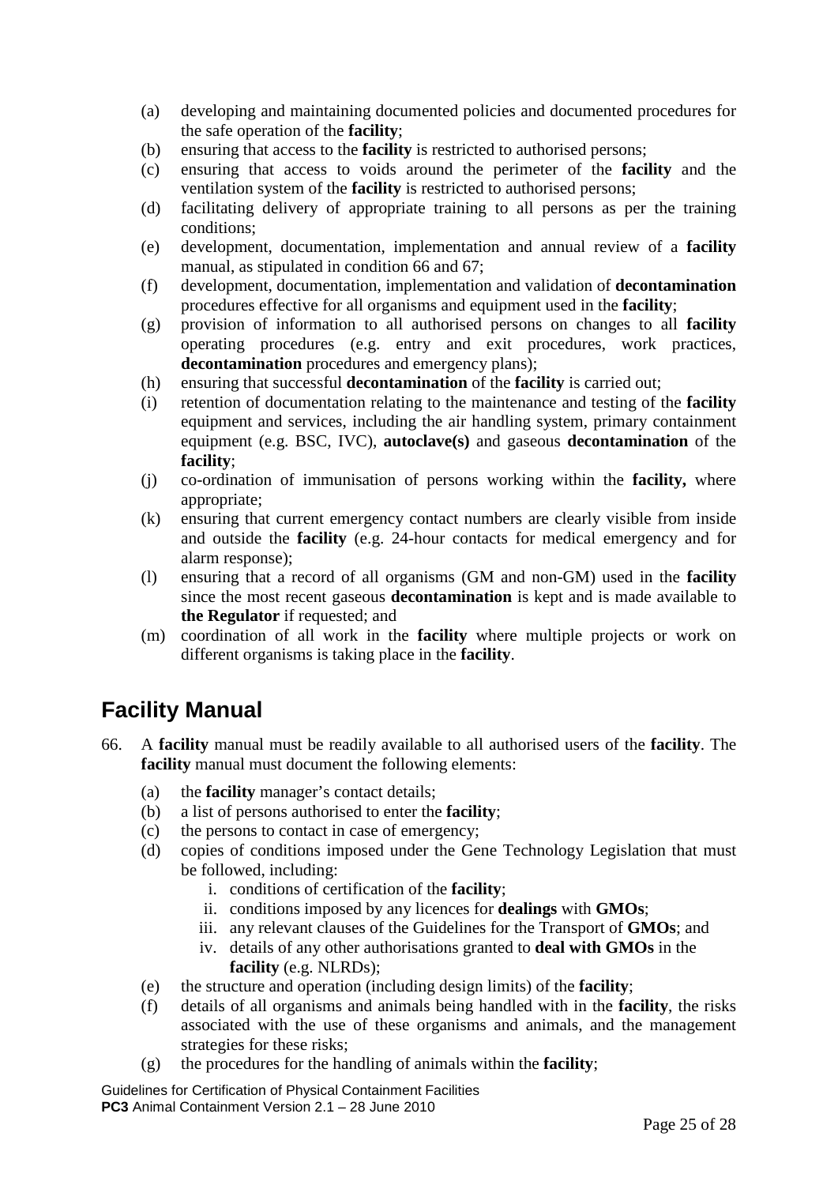(a) developing and maintaining documented policies and documented procedures for the safe operation of the **facility**;

(b) ensuring that access to the **facility** is restricted to authorised persons;

(c) ensuring that access to voids around the perimeter of the **facility** and the ventilation system of the **facility** is restricted to authorised persons;

(d) facilitating delivery of appropriate training to all persons as per the training conditions;

(e) development, documentation, implementation and annual review of a **facility** manual, as stipulated in condition 66 and 67;

(f) development, documentation, implementation and validation of **decontamination** procedures effective for all organisms and equipment used in the **facility**;

(g) provision of information to all authorised persons on changes to all **facility** operating procedures (e.g. entry and exit procedures, work practices, **decontamination** procedures and emergency plans);

(h) ensuring that successful **decontamination** of the **facility** is carried out;

(i) retention of documentation relating to the maintenance and testing of the **facility** equipment and services, including the air handling system, primary containment equipment (e.g. BSC, IVC), **autoclave(s)** and gaseous **decontamination** of the **facility**;

(j) co-ordination of immunisation of persons working within the **facility,** where appropriate;

(k) ensuring that current emergency contact numbers are clearly visible from inside and outside the **facility** (e.g. 24-hour contacts for medical emergency and for alarm response);

(l) ensuring that a record of all organisms (GM and non-GM) used in the **facility** since the most recent gaseous **decontamination** is kept and is made available to **the Regulator** if requested; and

(m) coordination of all work in the **facility** where multiple projects or work on different organisms is taking place in the **facility**.

## Facility Manual

66. A **facility** manual must be readily available to all authorised users of the **facility**. The **facility** manual must document the following elements:

    (a) the **facility** manager's contact details;

    (b) a list of persons authorised to enter the **facility**;

    (c) the persons to contact in case of emergency;

    (d) copies of conditions imposed under the Gene Technology Legislation that must be followed, including:

    i. conditions of certification of the **facility**;

    ii. conditions imposed by any licences for **dealings** with **GMOs**;

    iii. any relevant clauses of the Guidelines for the Transport of **GMOs**; and

    iv. details of any other authorisations granted to **deal with GMOs** in the **facility** (e.g. NLRDs);

    (e) the structure and operation (including design limits) of the **facility**;

    (f) details of all organisms and animals being handled with in the **facility**, the risks associated with the use of these organisms and animals, and the management strategies for these risks;

    (g) the procedures for the handling of animals within the **facility**;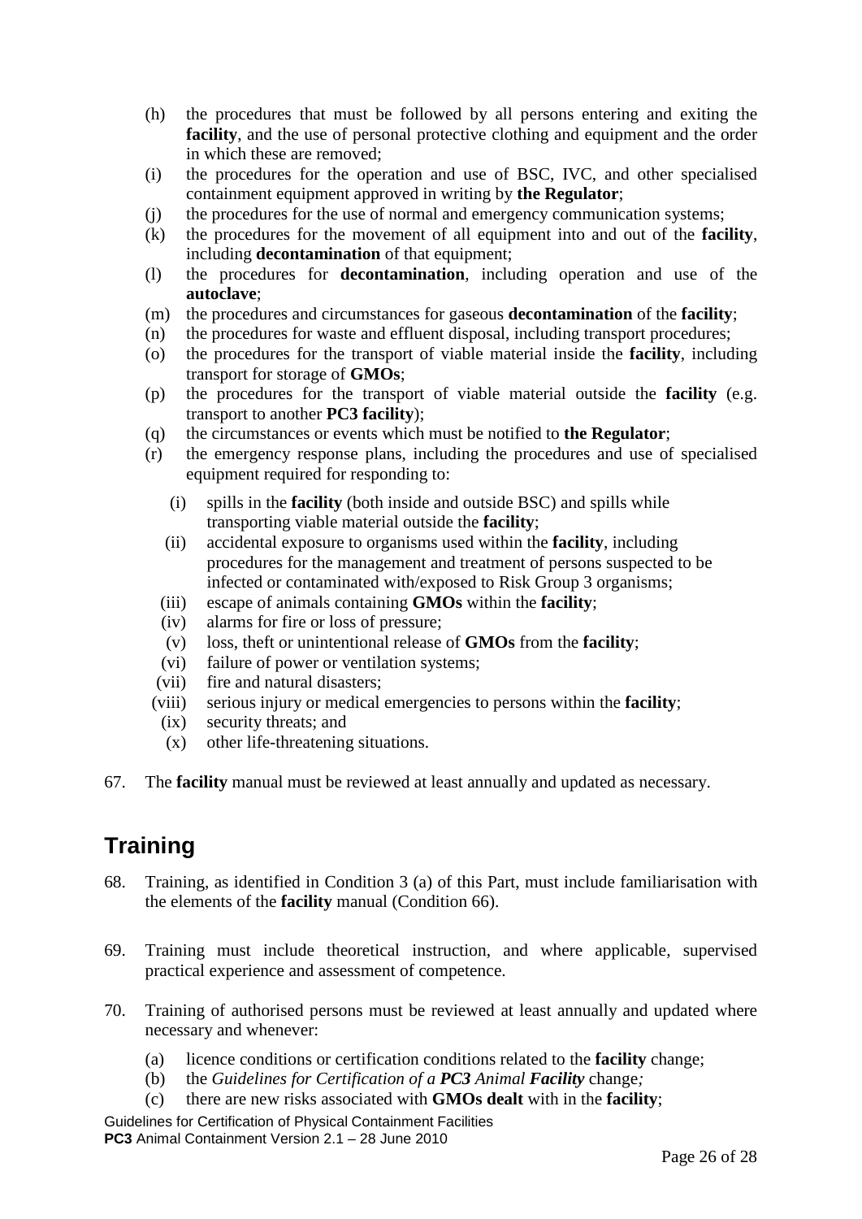(h) the procedures that must be followed by all persons entering and exiting the **facility**, and the use of personal protective clothing and equipment and the order in which these are removed;

(i) the procedures for the operation and use of BSC, IVC, and other specialised containment equipment approved in writing by **the Regulator**;

(j) the procedures for the use of normal and emergency communication systems;

(k) the procedures for the movement of all equipment into and out of the **facility**, including **decontamination** of that equipment;

(l) the procedures for **decontamination**, including operation and use of the **autoclave**;

(m) the procedures and circumstances for gaseous **decontamination** of the **facility**;

(n) the procedures for waste and effluent disposal, including transport procedures;

(o) the procedures for the transport of viable material inside the **facility**, including transport for storage of **GMOs**;

(p) the procedures for the transport of viable material outside the **facility** (e.g. transport to another **PC3 facility**);

(q) the circumstances or events which must be notified to **the Regulator**;

(r) the emergency response plans, including the procedures and use of specialised equipment required for responding to:

   (i) spills in the **facility** (both inside and outside BSC) and spills while transporting viable material outside the **facility**;

   (ii) accidental exposure to organisms used within the **facility**, including procedures for the management and treatment of persons suspected to be infected or contaminated with/exposed to Risk Group 3 organisms;

   (iii) escape of animals containing **GMOs** within the **facility**;

   (iv) alarms for fire or loss of pressure;

   (v) loss, theft or unintentional release of **GMOs** from the **facility**;

   (vi) failure of power or ventilation systems;

   (vii) fire and natural disasters;

   (viii) serious injury or medical emergencies to persons within the **facility**;

   (ix) security threats; and

   (x) other life-threatening situations.

67. The **facility** manual must be reviewed at least annually and updated as necessary.

## Training

68. Training, as identified in Condition 3 (a) of this Part, must include familiarisation with the elements of the **facility** manual (Condition 66).

69. Training must include theoretical instruction, and where applicable, supervised practical experience and assessment of competence.

70. Training of authorised persons must be reviewed at least annually and updated where necessary and whenever:

   (a) licence conditions or certification conditions related to the **facility** change;

   (b) the *Guidelines for Certification of a **PC3** Animal **Facility*** change*;*

   (c) there are new risks associated with **GMOs dealt** with in the **facility**;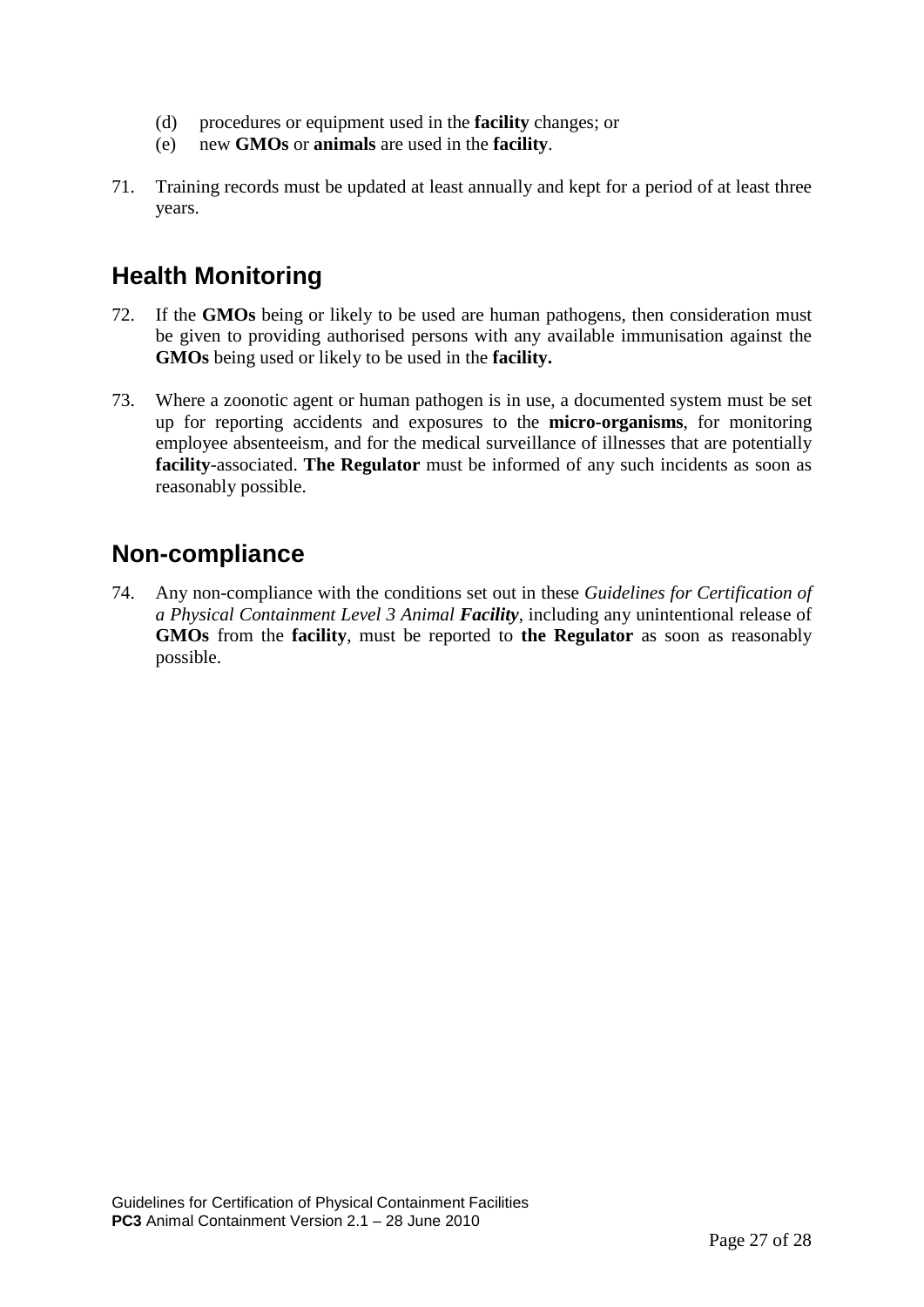(d) procedures or equipment used in the **facility** changes; or

(e) new **GMOs** or **animals** are used in the **facility**.

71. Training records must be updated at least annually and kept for a period of at least three years.

## Health Monitoring

72. If the **GMOs** being or likely to be used are human pathogens, then consideration must be given to providing authorised persons with any available immunisation against the **GMOs** being used or likely to be used in the **facility.**

73. Where a zoonotic agent or human pathogen is in use, a documented system must be set up for reporting accidents and exposures to the **micro-organisms**, for monitoring employee absenteeism, and for the medical surveillance of illnesses that are potentially **facility**-associated. **The Regulator** must be informed of any such incidents as soon as reasonably possible.

## Non-compliance

74. Any non-compliance with the conditions set out in these *Guidelines for Certification of a Physical Containment Level 3 Animal **Facility***, including any unintentional release of **GMOs** from the **facility**, must be reported to **the Regulator** as soon as reasonably possible.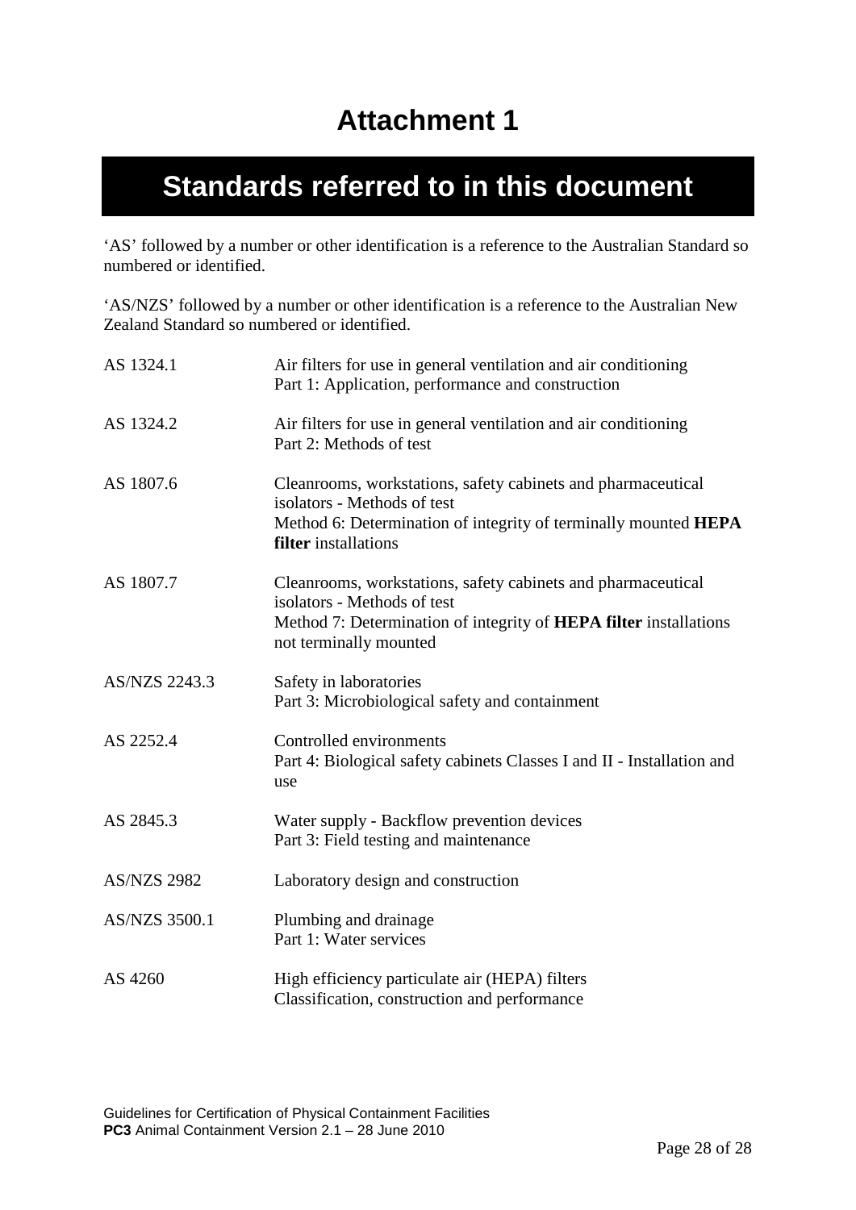# Attachment 1

## Standards referred to in this document

'AS' followed by a number or other identification is a reference to the Australian Standard so numbered or identified.

'AS/NZS' followed by a number or other identification is a reference to the Australian New Zealand Standard so numbered or identified.

| | |
|---|---|
| AS 1324.1 | Air filters for use in general ventilation and air conditioning<br>Part 1: Application, performance and construction |
| AS 1324.2 | Air filters for use in general ventilation and air conditioning<br>Part 2: Methods of test |
| AS 1807.6 | Cleanrooms, workstations, safety cabinets and pharmaceutical isolators - Methods of test<br>Method 6: Determination of integrity of terminally mounted **HEPA filter** installations |
| AS 1807.7 | Cleanrooms, workstations, safety cabinets and pharmaceutical isolators - Methods of test<br>Method 7: Determination of integrity of **HEPA filter** installations not terminally mounted |
| AS/NZS 2243.3 | Safety in laboratories<br>Part 3: Microbiological safety and containment |
| AS 2252.4 | Controlled environments<br>Part 4: Biological safety cabinets Classes I and II - Installation and use |
| AS 2845.3 | Water supply - Backflow prevention devices<br>Part 3: Field testing and maintenance |
| AS/NZS 2982 | Laboratory design and construction |
| AS/NZS 3500.1 | Plumbing and drainage<br>Part 1: Water services |
| AS 4260 | High efficiency particulate air (HEPA) filters<br>Classification, construction and performance |